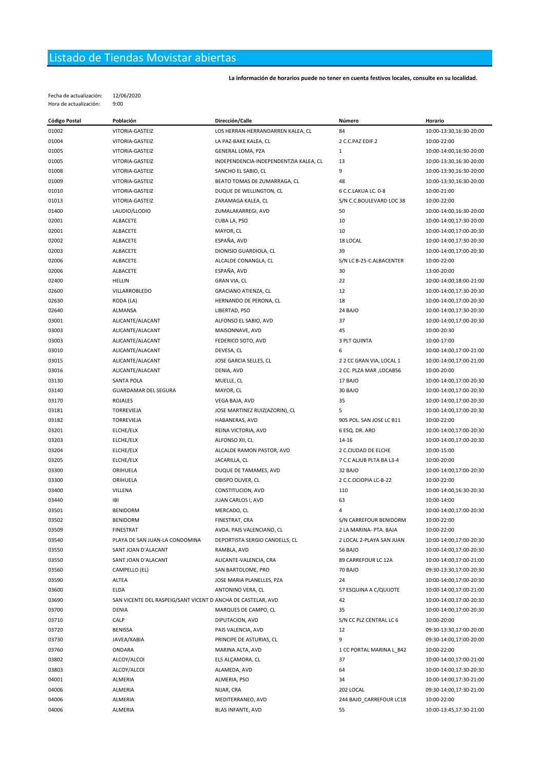# Listado de Tiendas Movistar abiertas

**La información de horarios puede no tener en cuenta festivos locales, consulte en su localidad.**

Fecha de actualización: 12/06/2020
Hora de actualización: 9:00

| Código Postal | Población | Dirección/Calle | Número | Horario |
|---|---|---|---|---|
| 01002 | VITORIA-GASTEIZ | LOS HERRAN-HERRANDARREN KALEA, CL | 84 | 10:00-13:30,16:30-20:00 |
| 01004 | VITORIA-GASTEIZ | LA PAZ-BAKE KALEA, CL | 2 C.C.PAZ EDIF.2 | 10:00-22:00 |
| 01005 | VITORIA-GASTEIZ | GENERAL LOMA, PZA | 1 | 10:00-14:00,16:30-20:00 |
| 01005 | VITORIA-GASTEIZ | INDEPENDENCIA-INDEPENDENTZIA KALEA, CL | 13 | 10:00-13:30,16:30-20:00 |
| 01008 | VITORIA-GASTEIZ | SANCHO EL SABIO, CL | 9 | 10:00-13:30,16:30-20:00 |
| 01009 | VITORIA-GASTEIZ | BEATO TOMAS DE ZUMARRAGA, CL | 48 | 10:00-13:30,16:30-20:00 |
| 01010 | VITORIA-GASTEIZ | DUQUE DE WELLINGTON, CL | 6 C.C.LAKUA LC. 0-8 | 10:00-21:00 |
| 01013 | VITORIA-GASTEIZ | ZARAMAGA KALEA, CL | S/N C.C.BOULEVARD LOC 38 | 10:00-22:00 |
| 01400 | LAUDIO/LLODIO | ZUMALAKARREGI, AVD | 50 | 10:00-14:00,16:30-20:00 |
| 02001 | ALBACETE | CUBA LA, PSO | 10 | 10:00-14:00,17:30-20:00 |
| 02001 | ALBACETE | MAYOR, CL | 10 | 10:00-14:00,17:00-20:30 |
| 02002 | ALBACETE | ESPAÑA, AVD | 18 LOCAL | 10:00-14:00,17:30-20:30 |
| 02003 | ALBACETE | DIONISIO GUARDIOLA, CL | 39 | 10:00-14:00,17:00-20:30 |
| 02006 | ALBACETE | ALCALDE CONANGLA, CL | S/N LC B-25-C.ALBACENTER | 10:00-22:00 |
| 02006 | ALBACETE | ESPAÑA, AVD | 30 | 13:00-20:00 |
| 02400 | HELLIN | GRAN VIA, CL | 22 | 10:00-14:00,18:00-21:00 |
| 02600 | VILLARROBLEDO | GRACIANO ATIENZA, CL | 12 | 10:00-14:00,17:30-20:30 |
| 02630 | RODA (LA) | HERNANDO DE PERONA, CL | 18 | 10:00-14:00,17:00-20:30 |
| 02640 | ALMANSA | LIBERTAD, PSO | 24 BAJO | 10:00-14:00,17:30-20:30 |
| 03001 | ALICANTE/ALACANT | ALFONSO EL SABIO, AVD | 37 | 10:00-14:00,17:00-20:30 |
| 03003 | ALICANTE/ALACANT | MAISONNAVE, AVD | 45 | 10:00-20:30 |
| 03003 | ALICANTE/ALACANT | FEDERICO SOTO, AVD | 3 PLT QUINTA | 10:00-17:00 |
| 03010 | ALICANTE/ALACANT | DEVESA, CL | 6 | 10:00-14:00,17:00-21:00 |
| 03015 | ALICANTE/ALACANT | JOSE GARCIA SELLES, CL | 2 2 CC GRAN VIA, LOCAL 1 | 10:00-14:00,17:00-21:00 |
| 03016 | ALICANTE/ALACANT | DENIA, AVD | 2 CC. PLZA MAR ,LOCAB56 | 10:00-20:00 |
| 03130 | SANTA POLA | MUELLE, CL | 17 BAJO | 10:00-14:00,17:00-20:30 |
| 03140 | GUARDAMAR DEL SEGURA | MAYOR, CL | 30 BAJO | 10:00-14:00,17:00-20:30 |
| 03170 | ROJALES | VEGA BAJA, AVD | 35 | 10:00-14:00,17:00-20:30 |
| 03181 | TORREVIEJA | JOSE MARTINEZ RUIZ(AZORIN), CL | 5 | 10:00-14:00,17:00-20:30 |
| 03182 | TORREVIEJA | HABANERAS, AVD | 905 POL. SAN JOSE LC B11 | 10:00-22:00 |
| 03201 | ELCHE/ELX | REINA VICTORIA, AVD | 6 ESQ. DR. ARO | 10:00-14:00,17:00-20:30 |
| 03203 | ELCHE/ELX | ALFONSO XII, CL | 14-16 | 10:00-14:00,17:00-20:30 |
| 03204 | ELCHE/ELX | ALCALDE RAMON PASTOR, AVD | 2 C.CIUDAD DE ELCHE | 10:00-15:00 |
| 03205 | ELCHE/ELX | JACARILLA, CL | 7 C.C ALJUB PLTA BA L3-4 | 10:00-20:00 |
| 03300 | ORIHUELA | DUQUE DE TAMAMES, AVD | 32 BAJO | 10:00-14:00,17:00-20:30 |
| 03300 | ORIHUELA | OBISPO OLIVER, CL | 2 C.C.OCIOPIA LC-B-22 | 10:00-22:00 |
| 03400 | VILLENA | CONSTITUCION, AVD | 110 | 10:00-14:00,16:30-20:30 |
| 03440 | IBI | JUAN CARLOS I, AVD | 63 | 10:00-14:00 |
| 03501 | BENIDORM | MERCADO, CL | 4 | 10:00-14:00,17:00-20:30 |
| 03502 | BENIDORM | FINESTRAT, CRA | S/N CARREFOUR BENIDORM | 10:00-22:00 |
| 03509 | FINESTRAT | AVDA. PAIS VALENCIANO, CL | 2 LA MARINA- PTA. BAJA | 10:00-22:00 |
| 03540 | PLAYA DE SAN JUAN-LA CONDOMINA | DEPORTISTA SERGIO CANDELLS, CL | 2 LOCAL 2-PLAYA SAN JUAN | 10:00-14:00,17:00-20:30 |
| 03550 | SANT JOAN D'ALACANT | RAMBLA, AVD | 56 BAJO | 10:00-14:00,17:00-20:30 |
| 03550 | SANT JOAN D'ALACANT | ALICANTE-VALENCIA, CRA | 89 CARREFOUR LC 12A | 10:00-14:00,17:00-21:00 |
| 03560 | CAMPELLO (EL) | SAN BARTOLOME, PRO | 70 BAJO | 09:30-13:30,17:00-20:30 |
| 03590 | ALTEA | JOSE MARIA PLANELLES, PZA | 24 | 10:00-14:00,17:00-20:30 |
| 03600 | ELDA | ANTONINO VERA, CL | 57 ESQUINA A C/QUIJOTE | 10:00-14:00,17:00-21:00 |
| 03690 | SAN VICENTE DEL RASPEIG/SANT VICENT D | ANCHA DE CASTELAR, AVD | 42 | 10:00-14:00,17:00-20:30 |
| 03700 | DENIA | MARQUES DE CAMPO, CL | 35 | 10:00-14:00,17:00-20:30 |
| 03710 | CALP | DIPUTACION, AVD | S/N CC PLZ CENTRAL LC 6 | 10:00-20:00 |
| 03720 | BENISSA | PAIS VALENCIA, AVD | 12 | 09:30-13:30,17:00-20:00 |
| 03730 | JAVEA/XABIA | PRINCIPE DE ASTURIAS, CL | 9 | 09:30-14:00,17:00-20:00 |
| 03760 | ONDARA | MARINA ALTA, AVD | 1 CC PORTAL MARINA L_B42 | 10:00-22:00 |
| 03802 | ALCOY/ALCOI | ELS ALÇAMORA, CL | 37 | 10:00-14:00,17:00-21:00 |
| 03803 | ALCOY/ALCOI | ALAMEDA, AVD | 64 | 10:00-14:00,17:30-20:30 |
| 04001 | ALMERIA | ALMERIA, PSO | 34 | 10:00-14:00,17:30-21:00 |
| 04006 | ALMERIA | NIJAR, CRA | 202 LOCAL | 09:30-14:00,17:30-21:00 |
| 04006 | ALMERIA | MEDITERRANEO, AVD | 244 BAJO_CARREFOUR LC18 | 10:00-22:00 |
| 04006 | ALMERIA | BLAS INFANTE, AVD | 55 | 10:00-13:45,17:30-21:00 |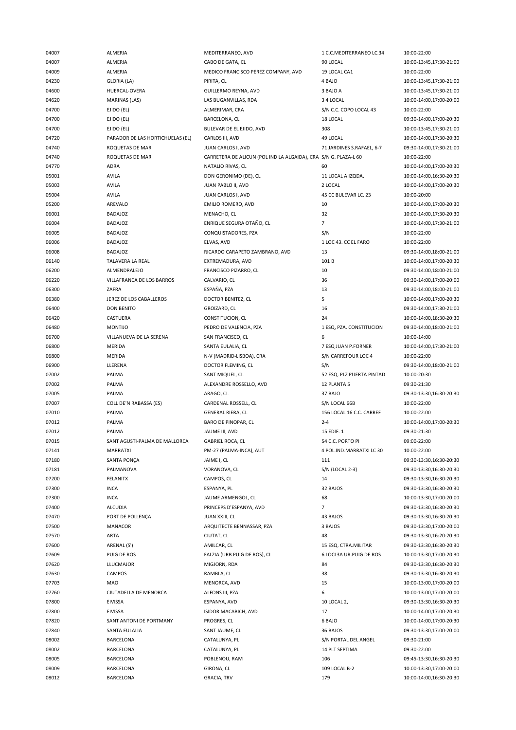| | | | | |
|---|---|---|---|---|
| 04007 | ALMERIA | MEDITERRANEO, AVD | 1 C.C.MEDITERRANEO LC.34 | 10:00-22:00 |
| 04007 | ALMERIA | CABO DE GATA, CL | 90 LOCAL | 10:00-13:45,17:30-21:00 |
| 04009 | ALMERIA | MEDICO FRANCISCO PEREZ COMPANY, AVD | 19 LOCAL CA1 | 10:00-22:00 |
| 04230 | GLORIA (LA) | PIRITA, CL | 4 BAJO | 10:00-13:45,17:30-21:00 |
| 04600 | HUERCAL-OVERA | GUILLERMO REYNA, AVD | 3 BAJO A | 10:00-13:45,17:30-21:00 |
| 04620 | MARINAS (LAS) | LAS BUGANVILLAS, RDA | 3 4 LOCAL | 10:00-14:00,17:00-20:00 |
| 04700 | EJIDO (EL) | ALMERIMAR, CRA | S/N C.C. COPO LOCAL 43 | 10:00-22:00 |
| 04700 | EJIDO (EL) | BARCELONA, CL | 18 LOCAL | 09:30-14:00,17:00-20:30 |
| 04700 | EJIDO (EL) | BULEVAR DE EL EJIDO, AVD | 308 | 10:00-13:45,17:30-21:00 |
| 04720 | PARADOR DE LAS HORTICHUELAS (EL) | CARLOS III, AVD | 49 LOCAL | 10:00-14:00,17:30-20:30 |
| 04740 | ROQUETAS DE MAR | JUAN CARLOS I, AVD | 71 JARDINES S.RAFAEL, 6-7 | 09:30-14:00,17:30-21:00 |
| 04740 | ROQUETAS DE MAR | CARRETERA DE ALICUN (POL IND LA ALGAIDA), CRA | S/N G. PLAZA-L 60 | 10:00-22:00 |
| 04770 | ADRA | NATALIO RIVAS, CL | 60 | 10:00-14:00,17:00-20:30 |
| 05001 | AVILA | DON GERONIMO (DE), CL | 11 LOCAL A IZQDA. | 10:00-14:00,16:30-20:30 |
| 05003 | AVILA | JUAN PABLO II, AVD | 2 LOCAL | 10:00-14:00,17:00-20:30 |
| 05004 | AVILA | JUAN CARLOS I, AVD | 45 CC BULEVAR LC. 23 | 10:00-20:00 |
| 05200 | AREVALO | EMILIO ROMERO, AVD | 10 | 10:00-14:00,17:00-20:30 |
| 06001 | BADAJOZ | MENACHO, CL | 32 | 10:00-14:00,17:30-20:30 |
| 06004 | BADAJOZ | ENRIQUE SEGURA OTAÑO, CL | 7 | 10:00-14:00,17:30-21:00 |
| 06005 | BADAJOZ | CONQUISTADORES, PZA | S/N | 10:00-22:00 |
| 06006 | BADAJOZ | ELVAS, AVD | 1 LOC 43. CC EL FARO | 10:00-22:00 |
| 06008 | BADAJOZ | RICARDO CARAPETO ZAMBRANO, AVD | 13 | 09:30-14:00,18:00-21:00 |
| 06140 | TALAVERA LA REAL | EXTREMADURA, AVD | 101 B | 10:00-14:00,17:00-20:30 |
| 06200 | ALMENDRALEJO | FRANCISCO PIZARRO, CL | 10 | 09:30-14:00,18:00-21:00 |
| 06220 | VILLAFRANCA DE LOS BARROS | CALVARIO, CL | 36 | 09:30-14:00,17:00-20:00 |
| 06300 | ZAFRA | ESPAÑA, PZA | 13 | 09:30-14:00,18:00-21:00 |
| 06380 | JEREZ DE LOS CABALLEROS | DOCTOR BENITEZ, CL | 5 | 10:00-14:00,17:00-20:30 |
| 06400 | DON BENITO | GROIZARD, CL | 16 | 09:30-14:00,17:30-21:00 |
| 06420 | CASTUERA | CONSTITUCION, CL | 24 | 10:00-14:00,18:30-20:30 |
| 06480 | MONTIJO | PEDRO DE VALENCIA, PZA | 1 ESQ, PZA. CONSTITUCION | 09:30-14:00,18:00-21:00 |
| 06700 | VILLANUEVA DE LA SERENA | SAN FRANCISCO, CL | 6 | 10:00-14:00 |
| 06800 | MERIDA | SANTA EULALIA, CL | 7 ESQ JUAN P.FORNER | 10:00-14:00,17:30-21:00 |
| 06800 | MERIDA | N-V (MADRID-LISBOA), CRA | S/N CARREFOUR LOC 4 | 10:00-22:00 |
| 06900 | LLERENA | DOCTOR FLEMING, CL | S/N | 09:30-14:00,18:00-21:00 |
| 07002 | PALMA | SANT MIQUEL, CL | 52 ESQ. PLZ PUERTA PINTAD | 10:00-20:30 |
| 07002 | PALMA | ALEXANDRE ROSSELLO, AVD | 12 PLANTA 5 | 09:30-21:30 |
| 07005 | PALMA | ARAGO, CL | 37 BAJO | 09:30-13:30,16:30-20:30 |
| 07007 | COLL DE'N RABASSA (ES) | CARDENAL ROSSELL, CL | S/N LOCAL 66B | 10:00-22:00 |
| 07010 | PALMA | GENERAL RIERA, CL | 156 LOCAL 16 C.C. CARREF | 10:00-22:00 |
| 07012 | PALMA | BARO DE PINOPAR, CL | 2-4 | 10:00-14:00,17:00-20:30 |
| 07012 | PALMA | JAUME III, AVD | 15 EDIF. 1 | 09:30-21:30 |
| 07015 | SANT AGUSTI-PALMA DE MALLORCA | GABRIEL ROCA, CL | 54 C.C. PORTO PI | 09:00-22:00 |
| 07141 | MARRATXI | PM-27 (PALMA-INCA), AUT | 4 POL.IND.MARRATXI LC 30 | 10:00-22:00 |
| 07180 | SANTA PONÇA | JAIME I, CL | 111 | 09:30-13:30,16:30-20:30 |
| 07181 | PALMANOVA | VORANOVA, CL | S/N (LOCAL 2-3) | 09:30-13:30,16:30-20:30 |
| 07200 | FELANITX | CAMPOS, CL | 14 | 09:30-13:30,16:30-20:30 |
| 07300 | INCA | ESPANYA, PL | 32 BAJOS | 09:30-13:30,16:30-20:30 |
| 07300 | INCA | JAUME ARMENGOL, CL | 68 | 10:00-13:30,17:00-20:00 |
| 07400 | ALCUDIA | PRINCEPS D'ESPANYA, AVD | 7 | 09:30-13:30,16:30-20:30 |
| 07470 | PORT DE POLLENÇA | JUAN XXIII, CL | 43 BAJOS | 09:30-13:30,16:30-20:30 |
| 07500 | MANACOR | ARQUITECTE BENNASSAR, PZA | 3 BAJOS | 09:30-13:30,17:00-20:00 |
| 07570 | ARTA | CIUTAT, CL | 48 | 09:30-13:30,16:20-20:30 |
| 07600 | ARENAL (S') | AMILCAR, CL | 15 ESQ. CTRA.MILITAR | 09:30-13:30,16:30-20:30 |
| 07609 | PUIG DE ROS | FALZIA (URB PUIG DE ROS), CL | 6 LOCL3A UR.PUIG DE ROS | 10:00-13:30,17:00-20:30 |
| 07620 | LLUCMAJOR | MIGJORN, RDA | 84 | 09:30-13:30,16:30-20:30 |
| 07630 | CAMPOS | RAMBLA, CL | 38 | 09:30-13:30,16:30-20:30 |
| 07703 | MAO | MENORCA, AVD | 15 | 10:00-13:00,17:00-20:00 |
| 07760 | CIUTADELLA DE MENORCA | ALFONS III, PZA | 6 | 10:00-13:00,17:00-20:00 |
| 07800 | EIVISSA | ESPANYA, AVD | 10 LOCAL 2, | 09:30-13:30,16:30-20:30 |
| 07800 | EIVISSA | ISIDOR MACABICH, AVD | 17 | 10:00-14:00,17:00-20:30 |
| 07820 | SANT ANTONI DE PORTMANY | PROGRES, CL | 6 BAJO | 10:00-14:00,17:00-20:30 |
| 07840 | SANTA EULALIA | SANT JAUME, CL | 36 BAJOS | 09:30-13:30,17:00-20:00 |
| 08002 | BARCELONA | CATALUNYA, PL | S/N PORTAL DEL ANGEL | 09:30-21:00 |
| 08002 | BARCELONA | CATALUNYA, PL | 14 PLT SEPTIMA | 09:30-22:00 |
| 08005 | BARCELONA | POBLENOU, RAM | 106 | 09:45-13:30,16:30-20:30 |
| 08009 | BARCELONA | GIRONA, CL | 109 LOCAL B-2 | 10:00-13:30,17:00-20:00 |
| 08012 | BARCELONA | GRACIA, TRV | 179 | 10:00-14:00,16:30-20:30 |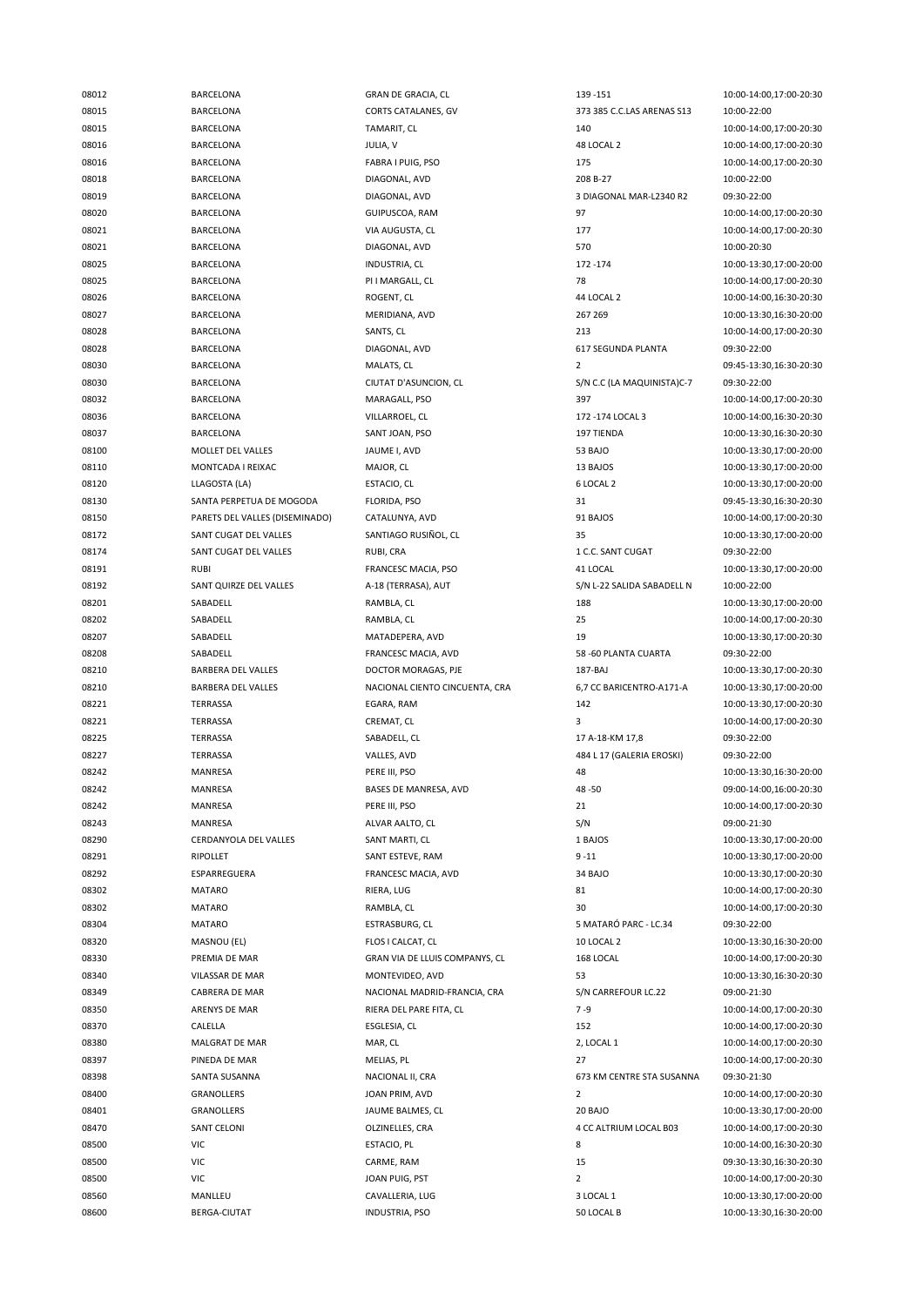| | | | | |
|---|---|---|---|---|
| 08012 | BARCELONA | GRAN DE GRACIA, CL | 139 -151 | 10:00-14:00,17:00-20:30 |
| 08015 | BARCELONA | CORTS CATALANES, GV | 373 385 C.C.LAS ARENAS S13 | 10:00-22:00 |
| 08015 | BARCELONA | TAMARIT, CL | 140 | 10:00-14:00,17:00-20:30 |
| 08016 | BARCELONA | JULIA, V | 48 LOCAL 2 | 10:00-14:00,17:00-20:30 |
| 08016 | BARCELONA | FABRA I PUIG, PSO | 175 | 10:00-14:00,17:00-20:30 |
| 08018 | BARCELONA | DIAGONAL, AVD | 208 B-27 | 10:00-22:00 |
| 08019 | BARCELONA | DIAGONAL, AVD | 3 DIAGONAL MAR-L2340 R2 | 09:30-22:00 |
| 08020 | BARCELONA | GUIPUSCOA, RAM | 97 | 10:00-14:00,17:00-20:30 |
| 08021 | BARCELONA | VIA AUGUSTA, CL | 177 | 10:00-14:00,17:00-20:30 |
| 08021 | BARCELONA | DIAGONAL, AVD | 570 | 10:00-20:30 |
| 08025 | BARCELONA | INDUSTRIA, CL | 172 -174 | 10:00-13:30,17:00-20:00 |
| 08025 | BARCELONA | PI I MARGALL, CL | 78 | 10:00-14:00,17:00-20:30 |
| 08026 | BARCELONA | ROGENT, CL | 44 LOCAL 2 | 10:00-14:00,16:30-20:30 |
| 08027 | BARCELONA | MERIDIANA, AVD | 267 269 | 10:00-13:30,16:30-20:00 |
| 08028 | BARCELONA | SANTS, CL | 213 | 10:00-14:00,17:00-20:30 |
| 08028 | BARCELONA | DIAGONAL, AVD | 617 SEGUNDA PLANTA | 09:30-22:00 |
| 08030 | BARCELONA | MALATS, CL | 2 | 09:45-13:30,16:30-20:30 |
| 08030 | BARCELONA | CIUTAT D'ASUNCION, CL | S/N C.C (LA MAQUINISTA)C-7 | 09:30-22:00 |
| 08032 | BARCELONA | MARAGALL, PSO | 397 | 10:00-14:00,17:00-20:30 |
| 08036 | BARCELONA | VILLARROEL, CL | 172 -174 LOCAL 3 | 10:00-14:00,16:30-20:30 |
| 08037 | BARCELONA | SANT JOAN, PSO | 197 TIENDA | 10:00-13:30,16:30-20:30 |
| 08100 | MOLLET DEL VALLES | JAUME I, AVD | 53 BAJO | 10:00-13:30,17:00-20:00 |
| 08110 | MONTCADA I REIXAC | MAJOR, CL | 13 BAJOS | 10:00-13:30,17:00-20:00 |
| 08120 | LLAGOSTA (LA) | ESTACIO, CL | 6 LOCAL 2 | 10:00-13:30,17:00-20:00 |
| 08130 | SANTA PERPETUA DE MOGODA | FLORIDA, PSO | 31 | 09:45-13:30,16:30-20:30 |
| 08150 | PARETS DEL VALLES (DISEMINADO) | CATALUNYA, AVD | 91 BAJOS | 10:00-14:00,17:00-20:30 |
| 08172 | SANT CUGAT DEL VALLES | SANTIAGO RUSIÑOL, CL | 35 | 10:00-13:30,17:00-20:00 |
| 08174 | SANT CUGAT DEL VALLES | RUBI, CRA | 1 C.C. SANT CUGAT | 09:30-22:00 |
| 08191 | RUBI | FRANCESC MACIA, PSO | 41 LOCAL | 10:00-13:30,17:00-20:00 |
| 08192 | SANT QUIRZE DEL VALLES | A-18 (TERRASA), AUT | S/N L-22 SALIDA SABADELL N | 10:00-22:00 |
| 08201 | SABADELL | RAMBLA, CL | 188 | 10:00-13:30,17:00-20:00 |
| 08202 | SABADELL | RAMBLA, CL | 25 | 10:00-14:00,17:00-20:30 |
| 08207 | SABADELL | MATADEPERA, AVD | 19 | 10:00-13:30,17:00-20:30 |
| 08208 | SABADELL | FRANCESC MACIA, AVD | 58 -60 PLANTA CUARTA | 09:30-22:00 |
| 08210 | BARBERA DEL VALLES | DOCTOR MORAGAS, PJE | 187-BAJ | 10:00-13:30,17:00-20:30 |
| 08210 | BARBERA DEL VALLES | NACIONAL CIENTO CINCUENTA, CRA | 6,7 CC BARICENTRO-A171-A | 10:00-13:30,17:00-20:00 |
| 08221 | TERRASSA | EGARA, RAM | 142 | 10:00-13:30,17:00-20:30 |
| 08221 | TERRASSA | CREMAT, CL | 3 | 10:00-14:00,17:00-20:30 |
| 08225 | TERRASSA | SABADELL, CL | 17 A-18-KM 17,8 | 09:30-22:00 |
| 08227 | TERRASSA | VALLES, AVD | 484 L 17 (GALERIA EROSKI) | 09:30-22:00 |
| 08242 | MANRESA | PERE III, PSO | 48 | 10:00-13:30,16:30-20:00 |
| 08242 | MANRESA | BASES DE MANRESA, AVD | 48 -50 | 09:00-14:00,16:00-20:30 |
| 08242 | MANRESA | PERE III, PSO | 21 | 10:00-14:00,17:00-20:30 |
| 08243 | MANRESA | ALVAR AALTO, CL | S/N | 09:00-21:30 |
| 08290 | CERDANYOLA DEL VALLES | SANT MARTI, CL | 1 BAJOS | 10:00-13:30,17:00-20:00 |
| 08291 | RIPOLLET | SANT ESTEVE, RAM | 9 -11 | 10:00-13:30,17:00-20:00 |
| 08292 | ESPARREGUERA | FRANCESC MACIA, AVD | 34 BAJO | 10:00-13:30,17:00-20:30 |
| 08302 | MATARO | RIERA, LUG | 81 | 10:00-14:00,17:00-20:30 |
| 08302 | MATARO | RAMBLA, CL | 30 | 10:00-14:00,17:00-20:30 |
| 08304 | MATARO | ESTRASBURG, CL | 5 MATARÓ PARC - LC.34 | 09:30-22:00 |
| 08320 | MASNOU (EL) | FLOS I CALCAT, CL | 10 LOCAL 2 | 10:00-13:30,16:30-20:00 |
| 08330 | PREMIA DE MAR | GRAN VIA DE LLUIS COMPANYS, CL | 168 LOCAL | 10:00-14:00,17:00-20:30 |
| 08340 | VILASSAR DE MAR | MONTEVIDEO, AVD | 53 | 10:00-13:30,16:30-20:30 |
| 08349 | CABRERA DE MAR | NACIONAL MADRID-FRANCIA, CRA | S/N CARREFOUR LC.22 | 09:00-21:30 |
| 08350 | ARENYS DE MAR | RIERA DEL PARE FITA, CL | 7 -9 | 10:00-14:00,17:00-20:30 |
| 08370 | CALELLA | ESGLESIA, CL | 152 | 10:00-14:00,17:00-20:30 |
| 08380 | MALGRAT DE MAR | MAR, CL | 2, LOCAL 1 | 10:00-14:00,17:00-20:30 |
| 08397 | PINEDA DE MAR | MELIAS, PL | 27 | 10:00-14:00,17:00-20:30 |
| 08398 | SANTA SUSANNA | NACIONAL II, CRA | 673 KM CENTRE STA SUSANNA | 09:30-21:30 |
| 08400 | GRANOLLERS | JOAN PRIM, AVD | 2 | 10:00-14:00,17:00-20:30 |
| 08401 | GRANOLLERS | JAUME BALMES, CL | 20 BAJO | 10:00-13:30,17:00-20:00 |
| 08470 | SANT CELONI | OLZINELLES, CRA | 4 CC ALTRIUM LOCAL B03 | 10:00-14:00,17:00-20:30 |
| 08500 | VIC | ESTACIO, PL | 8 | 10:00-14:00,16:30-20:30 |
| 08500 | VIC | CARME, RAM | 15 | 09:30-13:30,16:30-20:30 |
| 08500 | VIC | JOAN PUIG, PST | 2 | 10:00-14:00,17:00-20:30 |
| 08560 | MANLLEU | CAVALLERIA, LUG | 3 LOCAL 1 | 10:00-13:30,17:00-20:00 |
| 08600 | BERGA-CIUTAT | INDUSTRIA, PSO | 50 LOCAL B | 10:00-13:30,16:30-20:00 |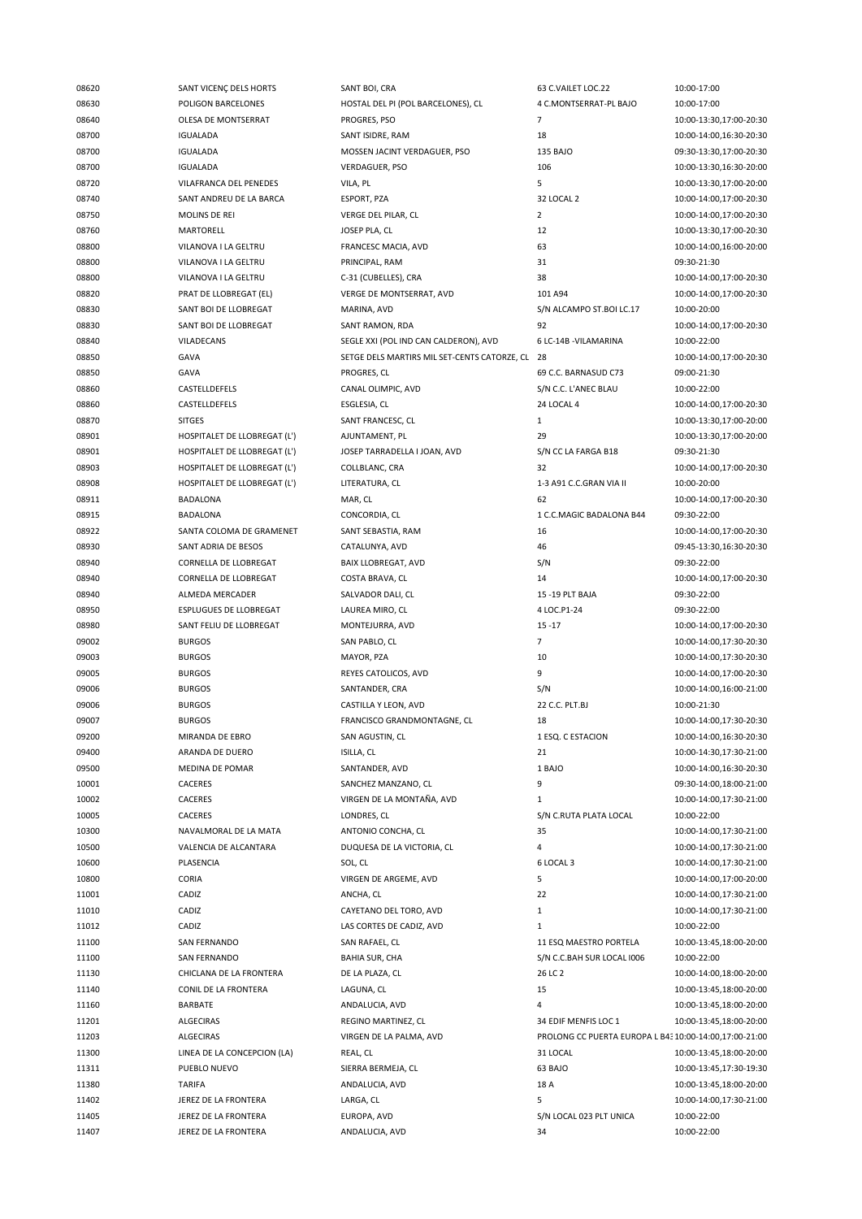| | | | | |
|---|---|---|---|---|
| 08620 | SANT VICENÇ DELS HORTS | SANT BOI, CRA | 63 C.VAILET LOC.22 | 10:00-17:00 |
| 08630 | POLIGON BARCELONES | HOSTAL DEL PI (POL BARCELONES), CL | 4 C.MONTSERRAT-PL BAJO | 10:00-17:00 |
| 08640 | OLESA DE MONTSERRAT | PROGRES, PSO | 7 | 10:00-13:30,17:00-20:30 |
| 08700 | IGUALADA | SANT ISIDRE, RAM | 18 | 10:00-14:00,16:30-20:30 |
| 08700 | IGUALADA | MOSSEN JACINT VERDAGUER, PSO | 135 BAJO | 09:30-13:30,17:00-20:30 |
| 08700 | IGUALADA | VERDAGUER, PSO | 106 | 10:00-13:30,16:30-20:00 |
| 08720 | VILAFRANCA DEL PENEDES | VILA, PL | 5 | 10:00-13:30,17:00-20:00 |
| 08740 | SANT ANDREU DE LA BARCA | ESPORT, PZA | 32 LOCAL 2 | 10:00-14:00,17:00-20:30 |
| 08750 | MOLINS DE REI | VERGE DEL PILAR, CL | 2 | 10:00-14:00,17:00-20:30 |
| 08760 | MARTORELL | JOSEP PLA, CL | 12 | 10:00-13:30,17:00-20:30 |
| 08800 | VILANOVA I LA GELTRU | FRANCESC MACIA, AVD | 63 | 10:00-14:00,16:00-20:00 |
| 08800 | VILANOVA I LA GELTRU | PRINCIPAL, RAM | 31 | 09:30-21:30 |
| 08800 | VILANOVA I LA GELTRU | C-31 (CUBELLES), CRA | 38 | 10:00-14:00,17:00-20:30 |
| 08820 | PRAT DE LLOBREGAT (EL) | VERGE DE MONTSERRAT, AVD | 101 A94 | 10:00-14:00,17:00-20:30 |
| 08830 | SANT BOI DE LLOBREGAT | MARINA, AVD | S/N ALCAMPO ST.BOI LC.17 | 10:00-20:00 |
| 08830 | SANT BOI DE LLOBREGAT | SANT RAMON, RDA | 92 | 10:00-14:00,17:00-20:30 |
| 08840 | VILADECANS | SEGLE XXI (POL IND CAN CALDERON), AVD | 6 LC-14B -VILAMARINA | 10:00-22:00 |
| 08850 | GAVA | SETGE DELS MARTIRS MIL SET-CENTS CATORZE, CL | 28 | 10:00-14:00,17:00-20:30 |
| 08850 | GAVA | PROGRES, CL | 69 C.C. BARNASUD C73 | 09:00-21:30 |
| 08860 | CASTELLDEFELS | CANAL OLIMPIC, AVD | S/N C.C. L'ANEC BLAU | 10:00-22:00 |
| 08860 | CASTELLDEFELS | ESGLESIA, CL | 24 LOCAL 4 | 10:00-14:00,17:00-20:30 |
| 08870 | SITGES | SANT FRANCESC, CL | 1 | 10:00-13:30,17:00-20:00 |
| 08901 | HOSPITALET DE LLOBREGAT (L') | AJUNTAMENT, PL | 29 | 10:00-13:30,17:00-20:00 |
| 08901 | HOSPITALET DE LLOBREGAT (L') | JOSEP TARRADELLA I JOAN, AVD | S/N CC LA FARGA B18 | 09:30-21:30 |
| 08903 | HOSPITALET DE LLOBREGAT (L') | COLLBLANC, CRA | 32 | 10:00-14:00,17:00-20:30 |
| 08908 | HOSPITALET DE LLOBREGAT (L') | LITERATURA, CL | 1-3 A91 C.C.GRAN VIA II | 10:00-20:00 |
| 08911 | BADALONA | MAR, CL | 62 | 10:00-14:00,17:00-20:30 |
| 08915 | BADALONA | CONCORDIA, CL | 1 C.C.MAGIC BADALONA B44 | 09:30-22:00 |
| 08922 | SANTA COLOMA DE GRAMENET | SANT SEBASTIA, RAM | 16 | 10:00-14:00,17:00-20:30 |
| 08930 | SANT ADRIA DE BESOS | CATALUNYA, AVD | 46 | 09:45-13:30,16:30-20:30 |
| 08940 | CORNELLA DE LLOBREGAT | BAIX LLOBREGAT, AVD | S/N | 09:30-22:00 |
| 08940 | CORNELLA DE LLOBREGAT | COSTA BRAVA, CL | 14 | 10:00-14:00,17:00-20:30 |
| 08940 | ALMEDA MERCADER | SALVADOR DALI, CL | 15 -19 PLT BAJA | 09:30-22:00 |
| 08950 | ESPLUGUES DE LLOBREGAT | LAUREA MIRO, CL | 4 LOC.P1-24 | 09:30-22:00 |
| 08980 | SANT FELIU DE LLOBREGAT | MONTEJURRA, AVD | 15 -17 | 10:00-14:00,17:00-20:30 |
| 09002 | BURGOS | SAN PABLO, CL | 7 | 10:00-14:00,17:30-20:30 |
| 09003 | BURGOS | MAYOR, PZA | 10 | 10:00-14:00,17:30-20:30 |
| 09005 | BURGOS | REYES CATOLICOS, AVD | 9 | 10:00-14:00,17:00-20:30 |
| 09006 | BURGOS | SANTANDER, CRA | S/N | 10:00-14:00,16:00-21:00 |
| 09006 | BURGOS | CASTILLA Y LEON, AVD | 22 C.C. PLT.BJ | 10:00-21:30 |
| 09007 | BURGOS | FRANCISCO GRANDMONTAGNE, CL | 18 | 10:00-14:00,17:30-20:30 |
| 09200 | MIRANDA DE EBRO | SAN AGUSTIN, CL | 1 ESQ. C ESTACION | 10:00-14:00,16:30-20:30 |
| 09400 | ARANDA DE DUERO | ISILLA, CL | 21 | 10:00-14:30,17:30-21:00 |
| 09500 | MEDINA DE POMAR | SANTANDER, AVD | 1 BAJO | 10:00-14:00,16:30-20:30 |
| 10001 | CACERES | SANCHEZ MANZANO, CL | 9 | 09:30-14:00,18:00-21:00 |
| 10002 | CACERES | VIRGEN DE LA MONTAÑA, AVD | 1 | 10:00-14:00,17:30-21:00 |
| 10005 | CACERES | LONDRES, CL | S/N C.RUTA PLATA LOCAL | 10:00-22:00 |
| 10300 | NAVALMORAL DE LA MATA | ANTONIO CONCHA, CL | 35 | 10:00-14:00,17:30-21:00 |
| 10500 | VALENCIA DE ALCANTARA | DUQUESA DE LA VICTORIA, CL | 4 | 10:00-14:00,17:30-21:00 |
| 10600 | PLASENCIA | SOL, CL | 6 LOCAL 3 | 10:00-14:00,17:30-21:00 |
| 10800 | CORIA | VIRGEN DE ARGEME, AVD | 5 | 10:00-14:00,17:00-20:00 |
| 11001 | CADIZ | ANCHA, CL | 22 | 10:00-14:00,17:30-21:00 |
| 11010 | CADIZ | CAYETANO DEL TORO, AVD | 1 | 10:00-14:00,17:30-21:00 |
| 11012 | CADIZ | LAS CORTES DE CADIZ, AVD | 1 | 10:00-22:00 |
| 11100 | SAN FERNANDO | SAN RAFAEL, CL | 11 ESQ MAESTRO PORTELA | 10:00-13:45,18:00-20:00 |
| 11100 | SAN FERNANDO | BAHIA SUR, CHA | S/N C.C.BAH SUR LOCAL I006 | 10:00-22:00 |
| 11130 | CHICLANA DE LA FRONTERA | DE LA PLAZA, CL | 26 LC 2 | 10:00-14:00,18:00-20:00 |
| 11140 | CONIL DE LA FRONTERA | LAGUNA, CL | 15 | 10:00-13:45,18:00-20:00 |
| 11160 | BARBATE | ANDALUCIA, AVD | 4 | 10:00-13:45,18:00-20:00 |
| 11201 | ALGECIRAS | REGINO MARTINEZ, CL | 34 EDIF MENFIS LOC 1 | 10:00-13:45,18:00-20:00 |
| 11203 | ALGECIRAS | VIRGEN DE LA PALMA, AVD | PROLONG CC PUERTA EUROPA L B43 | 10:00-14:00,17:00-21:00 |
| 11300 | LINEA DE LA CONCEPCION (LA) | REAL, CL | 31 LOCAL | 10:00-13:45,18:00-20:00 |
| 11311 | PUEBLO NUEVO | SIERRA BERMEJA, CL | 63 BAJO | 10:00-13:45,17:30-19:30 |
| 11380 | TARIFA | ANDALUCIA, AVD | 18 A | 10:00-13:45,18:00-20:00 |
| 11402 | JEREZ DE LA FRONTERA | LARGA, CL | 5 | 10:00-14:00,17:30-21:00 |
| 11405 | JEREZ DE LA FRONTERA | EUROPA, AVD | S/N LOCAL 023 PLT UNICA | 10:00-22:00 |
| 11407 | JEREZ DE LA FRONTERA | ANDALUCIA, AVD | 34 | 10:00-22:00 |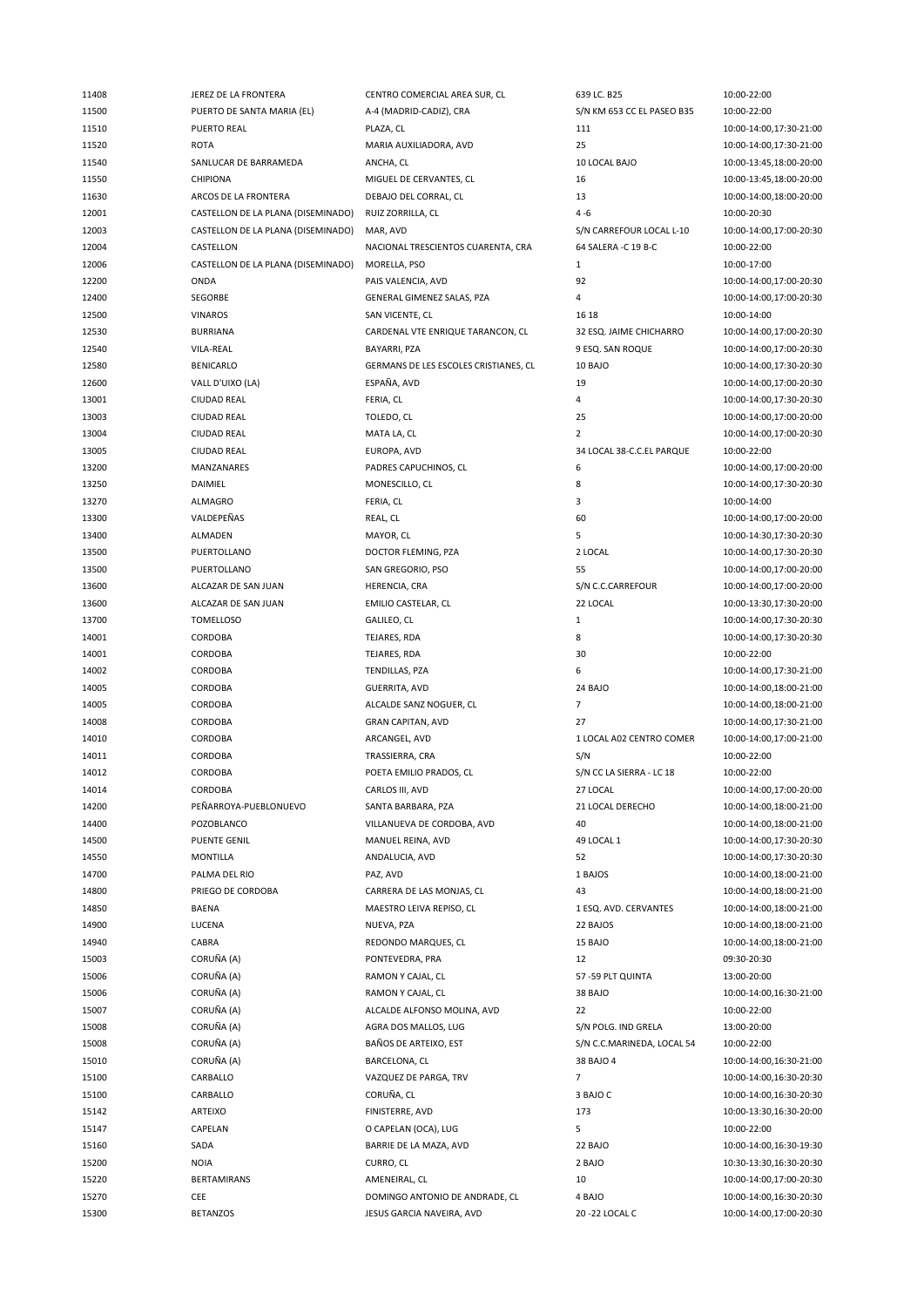| | | | | |
|---|---|---|---|---|
| 11408 | JEREZ DE LA FRONTERA | CENTRO COMERCIAL AREA SUR, CL | 639 LC. B25 | 10:00-22:00 |
| 11500 | PUERTO DE SANTA MARIA (EL) | A-4 (MADRID-CADIZ), CRA | S/N KM 653 CC EL PASEO B35 | 10:00-22:00 |
| 11510 | PUERTO REAL | PLAZA, CL | 111 | 10:00-14:00,17:30-21:00 |
| 11520 | ROTA | MARIA AUXILIADORA, AVD | 25 | 10:00-14:00,17:30-21:00 |
| 11540 | SANLUCAR DE BARRAMEDA | ANCHA, CL | 10 LOCAL BAJO | 10:00-13:45,18:00-20:00 |
| 11550 | CHIPIONA | MIGUEL DE CERVANTES, CL | 16 | 10:00-13:45,18:00-20:00 |
| 11630 | ARCOS DE LA FRONTERA | DEBAJO DEL CORRAL, CL | 13 | 10:00-14:00,18:00-20:00 |
| 12001 | CASTELLON DE LA PLANA (DISEMINADO) | RUIZ ZORRILLA, CL | 4 -6 | 10:00-20:30 |
| 12003 | CASTELLON DE LA PLANA (DISEMINADO) | MAR, AVD | S/N CARREFOUR LOCAL L-10 | 10:00-14:00,17:00-20:30 |
| 12004 | CASTELLON | NACIONAL TRESCIENTOS CUARENTA, CRA | 64 SALERA -C 19 B-C | 10:00-22:00 |
| 12006 | CASTELLON DE LA PLANA (DISEMINADO) | MORELLA, PSO | 1 | 10:00-17:00 |
| 12200 | ONDA | PAIS VALENCIA, AVD | 92 | 10:00-14:00,17:00-20:30 |
| 12400 | SEGORBE | GENERAL GIMENEZ SALAS, PZA | 4 | 10:00-14:00,17:00-20:30 |
| 12500 | VINAROS | SAN VICENTE, CL | 16 18 | 10:00-14:00 |
| 12530 | BURRIANA | CARDENAL VTE ENRIQUE TARANCON, CL | 32 ESQ. JAIME CHICHARRO | 10:00-14:00,17:00-20:30 |
| 12540 | VILA-REAL | BAYARRI, PZA | 9 ESQ. SAN ROQUE | 10:00-14:00,17:00-20:30 |
| 12580 | BENICARLO | GERMANS DE LES ESCOLES CRISTIANES, CL | 10 BAJO | 10:00-14:00,17:30-20:30 |
| 12600 | VALL D'UIXO (LA) | ESPAÑA, AVD | 19 | 10:00-14:00,17:00-20:30 |
| 13001 | CIUDAD REAL | FERIA, CL | 4 | 10:00-14:00,17:30-20:30 |
| 13003 | CIUDAD REAL | TOLEDO, CL | 25 | 10:00-14:00,17:00-20:00 |
| 13004 | CIUDAD REAL | MATA LA, CL | 2 | 10:00-14:00,17:00-20:30 |
| 13005 | CIUDAD REAL | EUROPA, AVD | 34 LOCAL 38-C.C.EL PARQUE | 10:00-22:00 |
| 13200 | MANZANARES | PADRES CAPUCHINOS, CL | 6 | 10:00-14:00,17:00-20:00 |
| 13250 | DAIMIEL | MONESCILLO, CL | 8 | 10:00-14:00,17:30-20:30 |
| 13270 | ALMAGRO | FERIA, CL | 3 | 10:00-14:00 |
| 13300 | VALDEPEÑAS | REAL, CL | 60 | 10:00-14:00,17:00-20:00 |
| 13400 | ALMADEN | MAYOR, CL | 5 | 10:00-14:30,17:30-20:30 |
| 13500 | PUERTOLLANO | DOCTOR FLEMING, PZA | 2 LOCAL | 10:00-14:00,17:30-20:30 |
| 13500 | PUERTOLLANO | SAN GREGORIO, PSO | 55 | 10:00-14:00,17:00-20:00 |
| 13600 | ALCAZAR DE SAN JUAN | HERENCIA, CRA | S/N C.C.CARREFOUR | 10:00-14:00,17:00-20:00 |
| 13600 | ALCAZAR DE SAN JUAN | EMILIO CASTELAR, CL | 22 LOCAL | 10:00-13:30,17:30-20:00 |
| 13700 | TOMELLOSO | GALILEO, CL | 1 | 10:00-14:00,17:30-20:30 |
| 14001 | CORDOBA | TEJARES, RDA | 8 | 10:00-14:00,17:30-20:30 |
| 14001 | CORDOBA | TEJARES, RDA | 30 | 10:00-22:00 |
| 14002 | CORDOBA | TENDILLAS, PZA | 6 | 10:00-14:00,17:30-21:00 |
| 14005 | CORDOBA | GUERRITA, AVD | 24 BAJO | 10:00-14:00,18:00-21:00 |
| 14005 | CORDOBA | ALCALDE SANZ NOGUER, CL | 7 | 10:00-14:00,18:00-21:00 |
| 14008 | CORDOBA | GRAN CAPITAN, AVD | 27 | 10:00-14:00,17:30-21:00 |
| 14010 | CORDOBA | ARCANGEL, AVD | 1 LOCAL A02 CENTRO COMER | 10:00-14:00,17:00-21:00 |
| 14011 | CORDOBA | TRASSIERRA, CRA | S/N | 10:00-22:00 |
| 14012 | CORDOBA | POETA EMILIO PRADOS, CL | S/N CC LA SIERRA - LC 18 | 10:00-22:00 |
| 14014 | CORDOBA | CARLOS III, AVD | 27 LOCAL | 10:00-14:00,17:00-20:00 |
| 14200 | PEÑARROYA-PUEBLONUEVO | SANTA BARBARA, PZA | 21 LOCAL DERECHO | 10:00-14:00,18:00-21:00 |
| 14400 | POZOBLANCO | VILLANUEVA DE CORDOBA, AVD | 40 | 10:00-14:00,18:00-21:00 |
| 14500 | PUENTE GENIL | MANUEL REINA, AVD | 49 LOCAL 1 | 10:00-14:00,17:30-20:30 |
| 14550 | MONTILLA | ANDALUCIA, AVD | 52 | 10:00-14:00,17:30-20:30 |
| 14700 | PALMA DEL RIO | PAZ, AVD | 1 BAJOS | 10:00-14:00,18:00-21:00 |
| 14800 | PRIEGO DE CORDOBA | CARRERA DE LAS MONJAS, CL | 43 | 10:00-14:00,18:00-21:00 |
| 14850 | BAENA | MAESTRO LEIVA REPISO, CL | 1 ESQ. AVD. CERVANTES | 10:00-14:00,18:00-21:00 |
| 14900 | LUCENA | NUEVA, PZA | 22 BAJOS | 10:00-14:00,18:00-21:00 |
| 14940 | CABRA | REDONDO MARQUES, CL | 15 BAJO | 10:00-14:00,18:00-21:00 |
| 15003 | CORUÑA (A) | PONTEVEDRA, PRA | 12 | 09:30-20:30 |
| 15006 | CORUÑA (A) | RAMON Y CAJAL, CL | 57 -59 PLT QUINTA | 13:00-20:00 |
| 15006 | CORUÑA (A) | RAMON Y CAJAL, CL | 38 BAJO | 10:00-14:00,16:30-21:00 |
| 15007 | CORUÑA (A) | ALCALDE ALFONSO MOLINA, AVD | 22 | 10:00-22:00 |
| 15008 | CORUÑA (A) | AGRA DOS MALLOS, LUG | S/N POLG. IND GRELA | 13:00-20:00 |
| 15008 | CORUÑA (A) | BAÑOS DE ARTEIXO, EST | S/N C.C.MARINEDA, LOCAL 54 | 10:00-22:00 |
| 15010 | CORUÑA (A) | BARCELONA, CL | 38 BAJO 4 | 10:00-14:00,16:30-21:00 |
| 15100 | CARBALLO | VAZQUEZ DE PARGA, TRV | 7 | 10:00-14:00,16:30-20:30 |
| 15100 | CARBALLO | CORUÑA, CL | 3 BAJO C | 10:00-14:00,16:30-20:30 |
| 15142 | ARTEIXO | FINISTERRE, AVD | 173 | 10:00-13:30,16:30-20:00 |
| 15147 | CAPELAN | O CAPELAN (OCA), LUG | 5 | 10:00-22:00 |
| 15160 | SADA | BARRIE DE LA MAZA, AVD | 22 BAJO | 10:00-14:00,16:30-19:30 |
| 15200 | NOIA | CURRO, CL | 2 BAJO | 10:30-13:30,16:30-20:30 |
| 15220 | BERTAMIRANS | AMENEIRAL, CL | 10 | 10:00-14:00,17:00-20:30 |
| 15270 | CEE | DOMINGO ANTONIO DE ANDRADE, CL | 4 BAJO | 10:00-14:00,16:30-20:30 |
| 15300 | BETANZOS | JESUS GARCIA NAVEIRA, AVD | 20 -22 LOCAL C | 10:00-14:00,17:00-20:30 |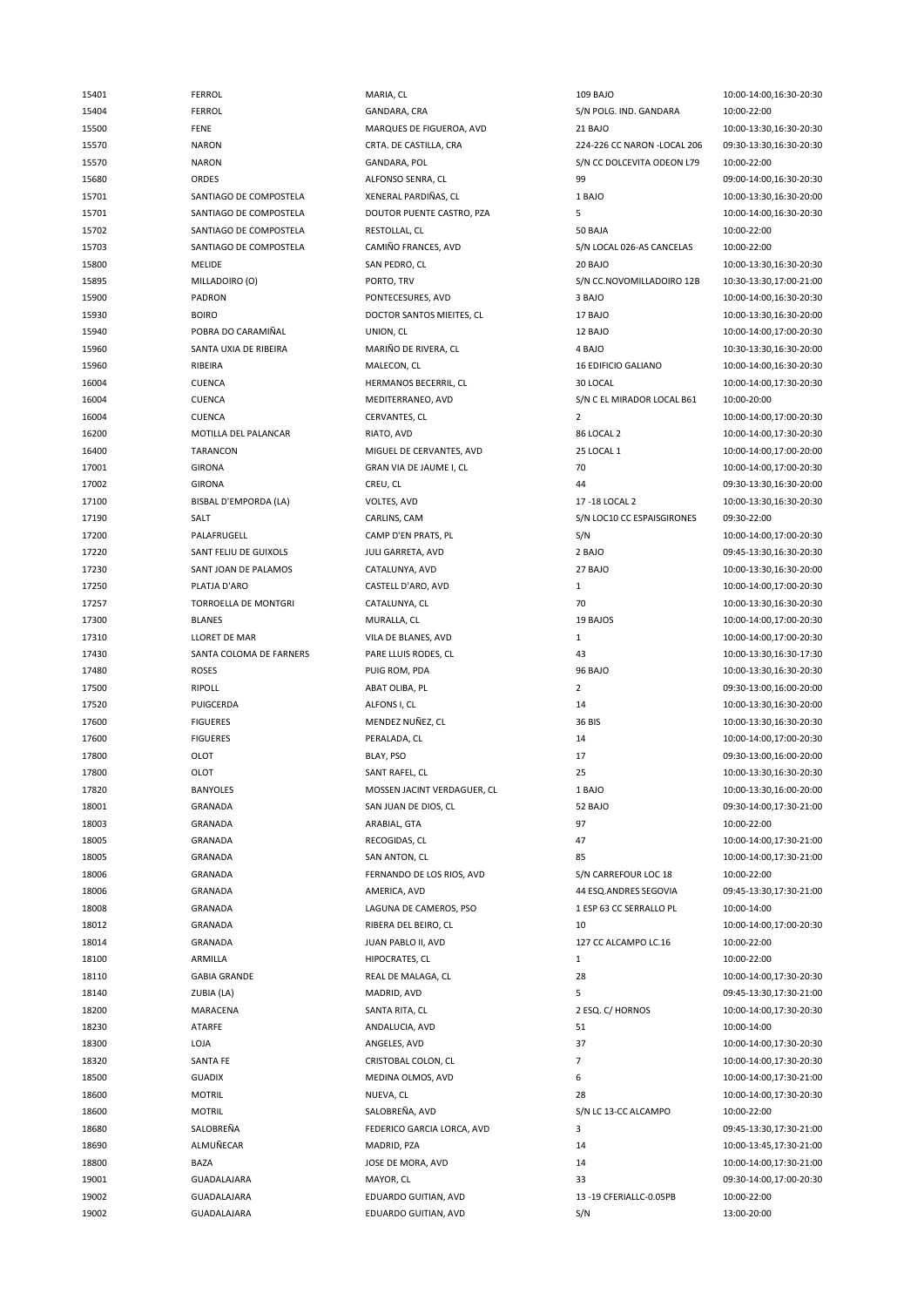| | | | | |
|---|---|---|---|---|
| 15401 | FERROL | MARIA, CL | 109 BAJO | 10:00-14:00,16:30-20:30 |
| 15404 | FERROL | GANDARA, CRA | S/N POLG. IND. GANDARA | 10:00-22:00 |
| 15500 | FENE | MARQUES DE FIGUEROA, AVD | 21 BAJO | 10:00-13:30,16:30-20:30 |
| 15570 | NARON | CRTA. DE CASTILLA, CRA | 224-226 CC NARON -LOCAL 206 | 09:30-13:30,16:30-20:30 |
| 15570 | NARON | GANDARA, POL | S/N CC DOLCEVITA ODEON L79 | 10:00-22:00 |
| 15680 | ORDES | ALFONSO SENRA, CL | 99 | 09:00-14:00,16:30-20:30 |
| 15701 | SANTIAGO DE COMPOSTELA | XENERAL PARDIÑAS, CL | 1 BAJO | 10:00-13:30,16:30-20:00 |
| 15701 | SANTIAGO DE COMPOSTELA | DOUTOR PUENTE CASTRO, PZA | 5 | 10:00-14:00,16:30-20:30 |
| 15702 | SANTIAGO DE COMPOSTELA | RESTOLLAL, CL | 50 BAJA | 10:00-22:00 |
| 15703 | SANTIAGO DE COMPOSTELA | CAMIÑO FRANCES, AVD | S/N LOCAL 026-AS CANCELAS | 10:00-22:00 |
| 15800 | MELIDE | SAN PEDRO, CL | 20 BAJO | 10:00-13:30,16:30-20:30 |
| 15895 | MILLADOIRO (O) | PORTO, TRV | S/N CC.NOVOMILLADOIRO 12B | 10:30-13:30,17:00-21:00 |
| 15900 | PADRON | PONTECESURES, AVD | 3 BAJO | 10:00-14:00,16:30-20:30 |
| 15930 | BOIRO | DOCTOR SANTOS MIEITES, CL | 17 BAJO | 10:00-13:30,16:30-20:00 |
| 15940 | POBRA DO CARAMIÑAL | UNION, CL | 12 BAJO | 10:00-14:00,17:00-20:30 |
| 15960 | SANTA UXIA DE RIBEIRA | MARIÑO DE RIVERA, CL | 4 BAJO | 10:30-13:30,16:30-20:00 |
| 15960 | RIBEIRA | MALECON, CL | 16 EDIFICIO GALIANO | 10:00-14:00,16:30-20:30 |
| 16004 | CUENCA | HERMANOS BECERRIL, CL | 30 LOCAL | 10:00-14:00,17:30-20:30 |
| 16004 | CUENCA | MEDITERRANEO, AVD | S/N C EL MIRADOR LOCAL B61 | 10:00-20:00 |
| 16004 | CUENCA | CERVANTES, CL | 2 | 10:00-14:00,17:00-20:30 |
| 16200 | MOTILLA DEL PALANCAR | RIATO, AVD | 86 LOCAL 2 | 10:00-14:00,17:30-20:30 |
| 16400 | TARANCON | MIGUEL DE CERVANTES, AVD | 25 LOCAL 1 | 10:00-14:00,17:00-20:00 |
| 17001 | GIRONA | GRAN VIA DE JAUME I, CL | 70 | 10:00-14:00,17:00-20:30 |
| 17002 | GIRONA | CREU, CL | 44 | 09:30-13:30,16:30-20:00 |
| 17100 | BISBAL D'EMPORDA (LA) | VOLTES, AVD | 17 -18 LOCAL 2 | 10:00-13:30,16:30-20:30 |
| 17190 | SALT | CARLINS, CAM | S/N LOC10 CC ESPAISGIRONES | 09:30-22:00 |
| 17200 | PALAFRUGELL | CAMP D'EN PRATS, PL | S/N | 10:00-14:00,17:00-20:30 |
| 17220 | SANT FELIU DE GUIXOLS | JULI GARRETA, AVD | 2 BAJO | 09:45-13:30,16:30-20:30 |
| 17230 | SANT JOAN DE PALAMOS | CATALUNYA, AVD | 27 BAJO | 10:00-13:30,16:30-20:00 |
| 17250 | PLATJA D'ARO | CASTELL D'ARO, AVD | 1 | 10:00-14:00,17:00-20:30 |
| 17257 | TORROELLA DE MONTGRI | CATALUNYA, CL | 70 | 10:00-13:30,16:30-20:30 |
| 17300 | BLANES | MURALLA, CL | 19 BAJOS | 10:00-14:00,17:00-20:30 |
| 17310 | LLORET DE MAR | VILA DE BLANES, AVD | 1 | 10:00-14:00,17:00-20:30 |
| 17430 | SANTA COLOMA DE FARNERS | PARE LLUIS RODES, CL | 43 | 10:00-13:30,16:30-17:30 |
| 17480 | ROSES | PUIG ROM, PDA | 96 BAJO | 10:00-13:30,16:30-20:30 |
| 17500 | RIPOLL | ABAT OLIBA, PL | 2 | 09:30-13:00,16:00-20:00 |
| 17520 | PUIGCERDA | ALFONS I, CL | 14 | 10:00-13:30,16:30-20:00 |
| 17600 | FIGUERES | MENDEZ NUÑEZ, CL | 36 BIS | 10:00-13:30,16:30-20:30 |
| 17600 | FIGUERES | PERALADA, CL | 14 | 10:00-14:00,17:00-20:30 |
| 17800 | OLOT | BLAY, PSO | 17 | 09:30-13:00,16:00-20:00 |
| 17800 | OLOT | SANT RAFEL, CL | 25 | 10:00-13:30,16:30-20:30 |
| 17820 | BANYOLES | MOSSEN JACINT VERDAGUER, CL | 1 BAJO | 10:00-13:30,16:00-20:00 |
| 18001 | GRANADA | SAN JUAN DE DIOS, CL | 52 BAJO | 09:30-14:00,17:30-21:00 |
| 18003 | GRANADA | ARABIAL, GTA | 97 | 10:00-22:00 |
| 18005 | GRANADA | RECOGIDAS, CL | 47 | 10:00-14:00,17:30-21:00 |
| 18005 | GRANADA | SAN ANTON, CL | 85 | 10:00-14:00,17:30-21:00 |
| 18006 | GRANADA | FERNANDO DE LOS RIOS, AVD | S/N CARREFOUR LOC 18 | 10:00-22:00 |
| 18006 | GRANADA | AMERICA, AVD | 44 ESQ.ANDRES SEGOVIA | 09:45-13:30,17:30-21:00 |
| 18008 | GRANADA | LAGUNA DE CAMEROS, PSO | 1 ESP 63 CC SERRALLO PL | 10:00-14:00 |
| 18012 | GRANADA | RIBERA DEL BEIRO, CL | 10 | 10:00-14:00,17:00-20:30 |
| 18014 | GRANADA | JUAN PABLO II, AVD | 127 CC ALCAMPO LC.16 | 10:00-22:00 |
| 18100 | ARMILLA | HIPOCRATES, CL | 1 | 10:00-22:00 |
| 18110 | GABIA GRANDE | REAL DE MALAGA, CL | 28 | 10:00-14:00,17:30-20:30 |
| 18140 | ZUBIA (LA) | MADRID, AVD | 5 | 09:45-13:30,17:30-21:00 |
| 18200 | MARACENA | SANTA RITA, CL | 2 ESQ. C/ HORNOS | 10:00-14:00,17:30-20:30 |
| 18230 | ATARFE | ANDALUCIA, AVD | 51 | 10:00-14:00 |
| 18300 | LOJA | ANGELES, AVD | 37 | 10:00-14:00,17:30-20:30 |
| 18320 | SANTA FE | CRISTOBAL COLON, CL | 7 | 10:00-14:00,17:30-20:30 |
| 18500 | GUADIX | MEDINA OLMOS, AVD | 6 | 10:00-14:00,17:30-21:00 |
| 18600 | MOTRIL | NUEVA, CL | 28 | 10:00-14:00,17:30-20:30 |
| 18600 | MOTRIL | SALOBREÑA, AVD | S/N LC 13-CC ALCAMPO | 10:00-22:00 |
| 18680 | SALOBREÑA | FEDERICO GARCIA LORCA, AVD | 3 | 09:45-13:30,17:30-21:00 |
| 18690 | ALMUÑECAR | MADRID, PZA | 14 | 10:00-13:45,17:30-21:00 |
| 18800 | BAZA | JOSE DE MORA, AVD | 14 | 10:00-14:00,17:30-21:00 |
| 19001 | GUADALAJARA | MAYOR, CL | 33 | 09:30-14:00,17:00-20:30 |
| 19002 | GUADALAJARA | EDUARDO GUITIAN, AVD | 13 -19 CFERIALLC-0.05PB | 10:00-22:00 |
| 19002 | GUADALAJARA | EDUARDO GUITIAN, AVD | S/N | 13:00-20:00 |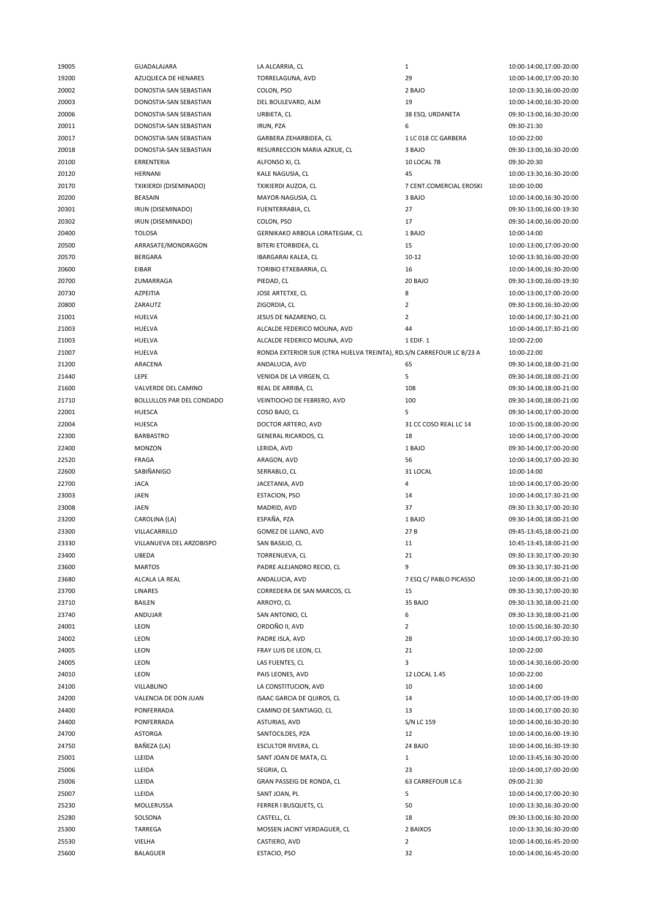| | | | | |
|---|---|---|---|---|
| 19005 | GUADALAJARA | LA ALCARRIA, CL | 1 | 10:00-14:00,17:00-20:00 |
| 19200 | AZUQUECA DE HENARES | TORRELAGUNA, AVD | 29 | 10:00-14:00,17:00-20:30 |
| 20002 | DONOSTIA-SAN SEBASTIAN | COLON, PSO | 2 BAJO | 10:00-13:30,16:00-20:00 |
| 20003 | DONOSTIA-SAN SEBASTIAN | DEL BOULEVARD, ALM | 19 | 10:00-14:00,16:30-20:00 |
| 20006 | DONOSTIA-SAN SEBASTIAN | URBIETA, CL | 38 ESQ. URDANETA | 09:30-13:00,16:30-20:00 |
| 20011 | DONOSTIA-SAN SEBASTIAN | IRUN, PZA | 6 | 09:30-21:30 |
| 20017 | DONOSTIA-SAN SEBASTIAN | GARBERA ZEHARBIDEA, CL | 1 LC 018 CC GARBERA | 10:00-22:00 |
| 20018 | DONOSTIA-SAN SEBASTIAN | RESURRECCION MARIA AZKUE, CL | 3 BAJO | 09:30-13:00,16:30-20:00 |
| 20100 | ERRENTERIA | ALFONSO XI, CL | 10 LOCAL 7B | 09:30-20:30 |
| 20120 | HERNANI | KALE NAGUSIA, CL | 45 | 10:00-13:30,16:30-20:00 |
| 20170 | TXIKIERDI (DISEMINADO) | TXIKIERDI AUZOA, CL | 7 CENT.COMERCIAL EROSKI | 10:00-10:00 |
| 20200 | BEASAIN | MAYOR-NAGUSIA, CL | 3 BAJO | 10:00-14:00,16:30-20:00 |
| 20301 | IRUN (DISEMINADO) | FUENTERRABIA, CL | 27 | 09:30-13:00,16:00-19:30 |
| 20302 | IRUN (DISEMINADO) | COLON, PSO | 17 | 09:30-14:00,16:00-20:00 |
| 20400 | TOLOSA | GERNIKAKO ARBOLA LORATEGIAK, CL | 1 BAJO | 10:00-14:00 |
| 20500 | ARRASATE/MONDRAGON | BITERI ETORBIDEA, CL | 15 | 10:00-13:00,17:00-20:00 |
| 20570 | BERGARA | IBARGARAI KALEA, CL | 10-12 | 10:00-13:30,16:00-20:00 |
| 20600 | EIBAR | TORIBIO ETXEBARRIA, CL | 16 | 10:00-14:00,16:30-20:00 |
| 20700 | ZUMARRAGA | PIEDAD, CL | 20 BAJO | 09:30-13:00,16:00-19:30 |
| 20730 | AZPEITIA | JOSE ARTETXE, CL | 8 | 10:00-13:00,17:00-20:00 |
| 20800 | ZARAUTZ | ZIGORDIA, CL | 2 | 09:30-13:00,16:30-20:00 |
| 21001 | HUELVA | JESUS DE NAZARENO, CL | 2 | 10:00-14:00,17:30-21:00 |
| 21003 | HUELVA | ALCALDE FEDERICO MOLINA, AVD | 44 | 10:00-14:00,17:30-21:00 |
| 21003 | HUELVA | ALCALDE FEDERICO MOLINA, AVD | 1 EDIF. 1 | 10:00-22:00 |
| 21007 | HUELVA | RONDA EXTERIOR SUR (CTRA HUELVA TREINTA), RD. | S/N CARREFOUR LC B/23 A | 10:00-22:00 |
| 21200 | ARACENA | ANDALUCIA, AVD | 65 | 09:30-14:00,18:00-21:00 |
| 21440 | LEPE | VENIDA DE LA VIRGEN, CL | 5 | 09:30-14:00,18:00-21:00 |
| 21600 | VALVERDE DEL CAMINO | REAL DE ARRIBA, CL | 108 | 09:30-14:00,18:00-21:00 |
| 21710 | BOLLULLOS PAR DEL CONDADO | VEINTIOCHO DE FEBRERO, AVD | 100 | 09:30-14:00,18:00-21:00 |
| 22001 | HUESCA | COSO BAJO, CL | 5 | 09:30-14:00,17:00-20:00 |
| 22004 | HUESCA | DOCTOR ARTERO, AVD | 31 CC COSO REAL LC 14 | 10:00-15:00,18:00-20:00 |
| 22300 | BARBASTRO | GENERAL RICARDOS, CL | 18 | 10:00-14:00,17:00-20:00 |
| 22400 | MONZON | LERIDA, AVD | 1 BAJO | 09:30-14:00,17:00-20:00 |
| 22520 | FRAGA | ARAGON, AVD | 56 | 10:00-14:00,17:00-20:30 |
| 22600 | SABIÑANIGO | SERRABLO, CL | 31 LOCAL | 10:00-14:00 |
| 22700 | JACA | JACETANIA, AVD | 4 | 10:00-14:00,17:00-20:00 |
| 23003 | JAEN | ESTACION, PSO | 14 | 10:00-14:00,17:30-21:00 |
| 23008 | JAEN | MADRID, AVD | 37 | 09:30-13:30,17:00-20:30 |
| 23200 | CAROLINA (LA) | ESPAÑA, PZA | 1 BAJO | 09:30-14:00,18:00-21:00 |
| 23300 | VILLACARRILLO | GOMEZ DE LLANO, AVD | 27 B | 09:45-13:45,18:00-21:00 |
| 23330 | VILLANUEVA DEL ARZOBISPO | SAN BASILIO, CL | 11 | 10:45-13:45,18:00-21:00 |
| 23400 | UBEDA | TORRENUEVA, CL | 21 | 09:30-13:30,17:00-20:30 |
| 23600 | MARTOS | PADRE ALEJANDRO RECIO, CL | 9 | 09:30-13:30,17:30-21:00 |
| 23680 | ALCALA LA REAL | ANDALUCIA, AVD | 7 ESQ C/ PABLO PICASSO | 10:00-14:00,18:00-21:00 |
| 23700 | LINARES | CORREDERA DE SAN MARCOS, CL | 15 | 09:30-13:30,17:00-20:30 |
| 23710 | BAILEN | ARROYO, CL | 35 BAJO | 09:30-13:30,18:00-21:00 |
| 23740 | ANDUJAR | SAN ANTONIO, CL | 6 | 09:30-13:30,18:00-21:00 |
| 24001 | LEON | ORDOÑO II, AVD | 2 | 10:00-15:00,16:30-20:30 |
| 24002 | LEON | PADRE ISLA, AVD | 28 | 10:00-14:00,17:00-20:30 |
| 24005 | LEON | FRAY LUIS DE LEON, CL | 21 | 10:00-22:00 |
| 24005 | LEON | LAS FUENTES, CL | 3 | 10:00-14:30,16:00-20:00 |
| 24010 | LEON | PAIS LEONES, AVD | 12 LOCAL 1.45 | 10:00-22:00 |
| 24100 | VILLABLINO | LA CONSTITUCION, AVD | 10 | 10:00-14:00 |
| 24200 | VALENCIA DE DON JUAN | ISAAC GARCIA DE QUIROS, CL | 14 | 10:00-14:00,17:00-19:00 |
| 24400 | PONFERRADA | CAMINO DE SANTIAGO, CL | 13 | 10:00-14:00,17:00-20:30 |
| 24400 | PONFERRADA | ASTURIAS, AVD | S/N LC 159 | 10:00-14:00,16:30-20:30 |
| 24700 | ASTORGA | SANTOCILDES, PZA | 12 | 10:00-14:00,16:00-19:30 |
| 24750 | BAÑEZA (LA) | ESCULTOR RIVERA, CL | 24 BAJO | 10:00-14:00,16:30-19:30 |
| 25001 | LLEIDA | SANT JOAN DE MATA, CL | 1 | 10:00-13:45,16:30-20:00 |
| 25006 | LLEIDA | SEGRIA, CL | 23 | 10:00-14:00,17:00-20:00 |
| 25006 | LLEIDA | GRAN PASSEIG DE RONDA, CL | 63 CARREFOUR LC.6 | 09:00-21:30 |
| 25007 | LLEIDA | SANT JOAN, PL | 5 | 10:00-14:00,17:00-20:30 |
| 25230 | MOLLERUSSA | FERRER I BUSQUETS, CL | 50 | 10:00-13:30,16:30-20:00 |
| 25280 | SOLSONA | CASTELL, CL | 18 | 09:30-13:00,16:30-20:00 |
| 25300 | TARREGA | MOSSEN JACINT VERDAGUER, CL | 2 BAIXOS | 10:00-13:30,16:30-20:00 |
| 25530 | VIELHA | CASTIERO, AVD | 2 | 10:00-14:00,16:45-20:00 |
| 25600 | BALAGUER | ESTACIO, PSO | 32 | 10:00-14:00,16:45-20:00 |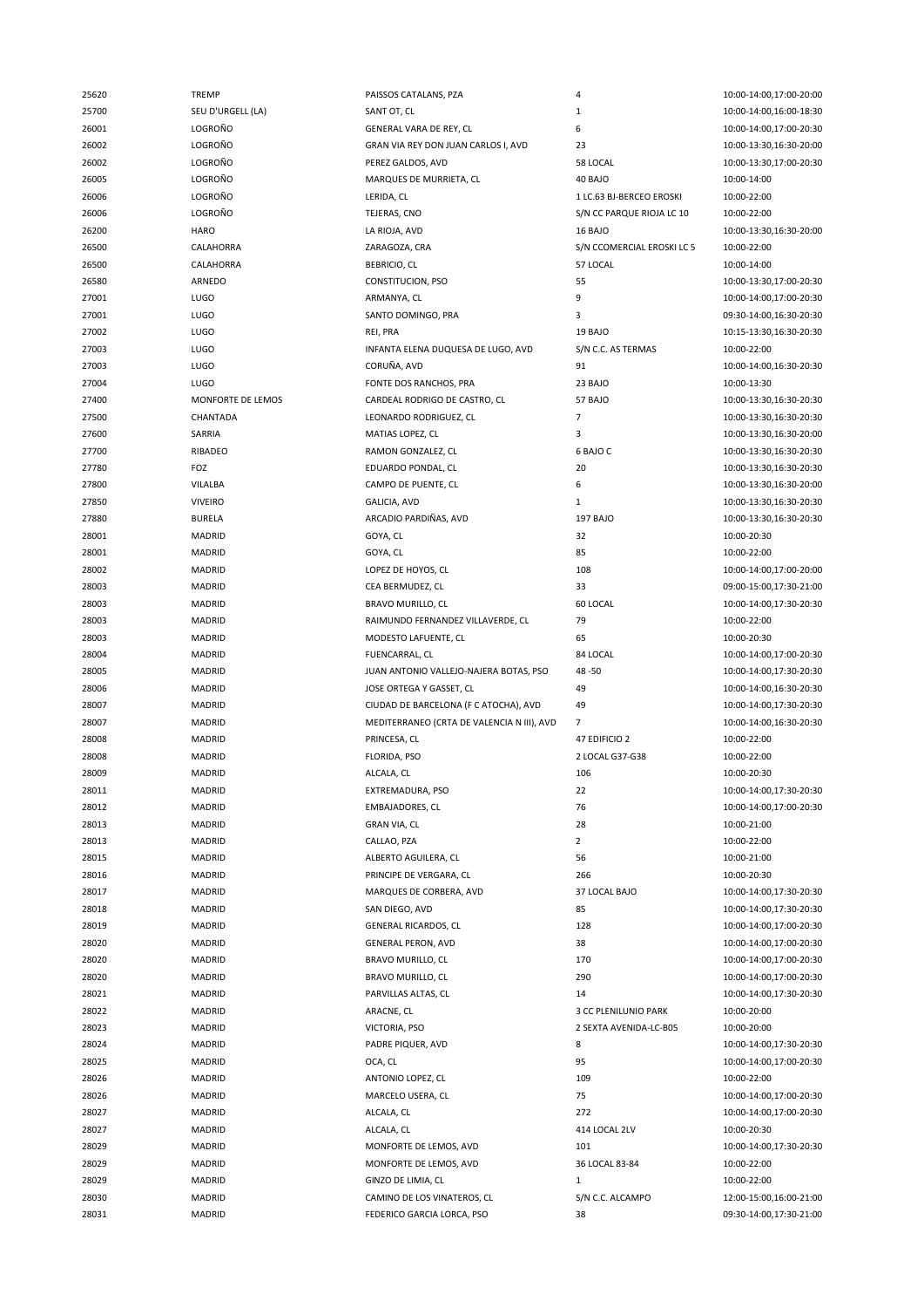| 25620 | TREMP | PAISSOS CATALANS, PZA | 4 | 10:00-14:00,17:00-20:00 |
|---|---|---|---|---|
| 25700 | SEU D'URGELL (LA) | SANT OT, CL | 1 | 10:00-14:00,16:00-18:30 |
| 26001 | LOGROÑO | GENERAL VARA DE REY, CL | 6 | 10:00-14:00,17:00-20:30 |
| 26002 | LOGROÑO | GRAN VIA REY DON JUAN CARLOS I, AVD | 23 | 10:00-13:30,16:30-20:00 |
| 26002 | LOGROÑO | PEREZ GALDOS, AVD | 58 LOCAL | 10:00-13:30,17:00-20:30 |
| 26005 | LOGROÑO | MARQUES DE MURRIETA, CL | 40 BAJO | 10:00-14:00 |
| 26006 | LOGROÑO | LERIDA, CL | 1 LC.63 BJ-BERCEO EROSKI | 10:00-22:00 |
| 26006 | LOGROÑO | TEJERAS, CNO | S/N CC PARQUE RIOJA LC 10 | 10:00-22:00 |
| 26200 | HARO | LA RIOJA, AVD | 16 BAJO | 10:00-13:30,16:30-20:00 |
| 26500 | CALAHORRA | ZARAGOZA, CRA | S/N CCOMERCIAL EROSKI LC 5 | 10:00-22:00 |
| 26500 | CALAHORRA | BEBRICIO, CL | 57 LOCAL | 10:00-14:00 |
| 26580 | ARNEDO | CONSTITUCION, PSO | 55 | 10:00-13:30,17:00-20:30 |
| 27001 | LUGO | ARMANYA, CL | 9 | 10:00-14:00,17:00-20:30 |
| 27001 | LUGO | SANTO DOMINGO, PRA | 3 | 09:30-14:00,16:30-20:30 |
| 27002 | LUGO | REI, PRA | 19 BAJO | 10:15-13:30,16:30-20:30 |
| 27003 | LUGO | INFANTA ELENA DUQUESA DE LUGO, AVD | S/N C.C. AS TERMAS | 10:00-22:00 |
| 27003 | LUGO | CORUÑA, AVD | 91 | 10:00-14:00,16:30-20:30 |
| 27004 | LUGO | FONTE DOS RANCHOS, PRA | 23 BAJO | 10:00-13:30 |
| 27400 | MONFORTE DE LEMOS | CARDEAL RODRIGO DE CASTRO, CL | 57 BAJO | 10:00-13:30,16:30-20:30 |
| 27500 | CHANTADA | LEONARDO RODRIGUEZ, CL | 7 | 10:00-13:30,16:30-20:30 |
| 27600 | SARRIA | MATIAS LOPEZ, CL | 3 | 10:00-13:30,16:30-20:00 |
| 27700 | RIBADEO | RAMON GONZALEZ, CL | 6 BAJO C | 10:00-13:30,16:30-20:30 |
| 27780 | FOZ | EDUARDO PONDAL, CL | 20 | 10:00-13:30,16:30-20:30 |
| 27800 | VILALBA | CAMPO DE PUENTE, CL | 6 | 10:00-13:30,16:30-20:00 |
| 27850 | VIVEIRO | GALICIA, AVD | 1 | 10:00-13:30,16:30-20:30 |
| 27880 | BURELA | ARCADIO PARDIÑAS, AVD | 197 BAJO | 10:00-13:30,16:30-20:30 |
| 28001 | MADRID | GOYA, CL | 32 | 10:00-20:30 |
| 28001 | MADRID | GOYA, CL | 85 | 10:00-22:00 |
| 28002 | MADRID | LOPEZ DE HOYOS, CL | 108 | 10:00-14:00,17:00-20:00 |
| 28003 | MADRID | CEA BERMUDEZ, CL | 33 | 09:00-15:00,17:30-21:00 |
| 28003 | MADRID | BRAVO MURILLO, CL | 60 LOCAL | 10:00-14:00,17:30-20:30 |
| 28003 | MADRID | RAIMUNDO FERNANDEZ VILLAVERDE, CL | 79 | 10:00-22:00 |
| 28003 | MADRID | MODESTO LAFUENTE, CL | 65 | 10:00-20:30 |
| 28004 | MADRID | FUENCARRAL, CL | 84 LOCAL | 10:00-14:00,17:00-20:30 |
| 28005 | MADRID | JUAN ANTONIO VALLEJO-NAJERA BOTAS, PSO | 48 -50 | 10:00-14:00,17:30-20:30 |
| 28006 | MADRID | JOSE ORTEGA Y GASSET, CL | 49 | 10:00-14:00,16:30-20:30 |
| 28007 | MADRID | CIUDAD DE BARCELONA (F C ATOCHA), AVD | 49 | 10:00-14:00,17:30-20:30 |
| 28007 | MADRID | MEDITERRANEO (CRTA DE VALENCIA N III), AVD | 7 | 10:00-14:00,16:30-20:30 |
| 28008 | MADRID | PRINCESA, CL | 47 EDIFICIO 2 | 10:00-22:00 |
| 28008 | MADRID | FLORIDA, PSO | 2 LOCAL G37-G38 | 10:00-22:00 |
| 28009 | MADRID | ALCALA, CL | 106 | 10:00-20:30 |
| 28011 | MADRID | EXTREMADURA, PSO | 22 | 10:00-14:00,17:30-20:30 |
| 28012 | MADRID | EMBAJADORES, CL | 76 | 10:00-14:00,17:00-20:30 |
| 28013 | MADRID | GRAN VIA, CL | 28 | 10:00-21:00 |
| 28013 | MADRID | CALLAO, PZA | 2 | 10:00-22:00 |
| 28015 | MADRID | ALBERTO AGUILERA, CL | 56 | 10:00-21:00 |
| 28016 | MADRID | PRINCIPE DE VERGARA, CL | 266 | 10:00-20:30 |
| 28017 | MADRID | MARQUES DE CORBERA, AVD | 37 LOCAL BAJO | 10:00-14:00,17:30-20:30 |
| 28018 | MADRID | SAN DIEGO, AVD | 85 | 10:00-14:00,17:30-20:30 |
| 28019 | MADRID | GENERAL RICARDOS, CL | 128 | 10:00-14:00,17:00-20:30 |
| 28020 | MADRID | GENERAL PERON, AVD | 38 | 10:00-14:00,17:00-20:30 |
| 28020 | MADRID | BRAVO MURILLO, CL | 170 | 10:00-14:00,17:00-20:30 |
| 28020 | MADRID | BRAVO MURILLO, CL | 290 | 10:00-14:00,17:00-20:30 |
| 28021 | MADRID | PARVILLAS ALTAS, CL | 14 | 10:00-14:00,17:30-20:30 |
| 28022 | MADRID | ARACNE, CL | 3 CC PLENILUNIO PARK | 10:00-20:00 |
| 28023 | MADRID | VICTORIA, PSO | 2 SEXTA AVENIDA-LC-B05 | 10:00-20:00 |
| 28024 | MADRID | PADRE PIQUER, AVD | 8 | 10:00-14:00,17:30-20:30 |
| 28025 | MADRID | OCA, CL | 95 | 10:00-14:00,17:00-20:30 |
| 28026 | MADRID | ANTONIO LOPEZ, CL | 109 | 10:00-22:00 |
| 28026 | MADRID | MARCELO USERA, CL | 75 | 10:00-14:00,17:00-20:30 |
| 28027 | MADRID | ALCALA, CL | 272 | 10:00-14:00,17:00-20:30 |
| 28027 | MADRID | ALCALA, CL | 414 LOCAL 2LV | 10:00-20:30 |
| 28029 | MADRID | MONFORTE DE LEMOS, AVD | 101 | 10:00-14:00,17:30-20:30 |
| 28029 | MADRID | MONFORTE DE LEMOS, AVD | 36 LOCAL 83-84 | 10:00-22:00 |
| 28029 | MADRID | GINZO DE LIMIA, CL | 1 | 10:00-22:00 |
| 28030 | MADRID | CAMINO DE LOS VINATEROS, CL | S/N C.C. ALCAMPO | 12:00-15:00,16:00-21:00 |
| 28031 | MADRID | FEDERICO GARCIA LORCA, PSO | 38 | 09:30-14:00,17:30-21:00 |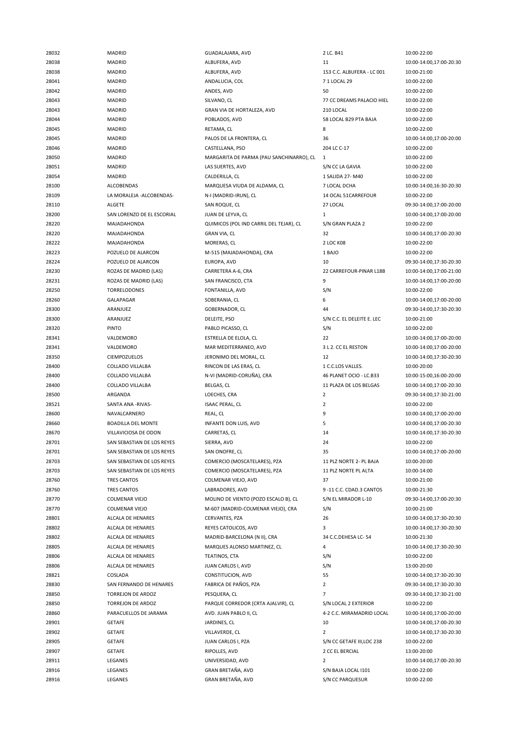| 28032 | MADRID | GUADALAJARA, AVD | 2 LC. B41 | 10:00-22:00 |
|---|---|---|---|---|
| 28038 | MADRID | ALBUFERA, AVD | 11 | 10:00-14:00,17:00-20:30 |
| 28038 | MADRID | ALBUFERA, AVD | 153 C.C. ALBUFERA - LC 001 | 10:00-21:00 |
| 28041 | MADRID | ANDALUCIA, COL | 7 1 LOCAL 29 | 10:00-22:00 |
| 28042 | MADRID | ANDES, AVD | 50 | 10:00-22:00 |
| 28043 | MADRID | SILVANO, CL | 77 CC DREAMS PALACIO HIEL | 10:00-22:00 |
| 28043 | MADRID | GRAN VIA DE HORTALEZA, AVD | 210 LOCAL | 10:00-22:00 |
| 28044 | MADRID | POBLADOS, AVD | 58 LOCAL B29 PTA BAJA | 10:00-22:00 |
| 28045 | MADRID | RETAMA, CL | 8 | 10:00-22:00 |
| 28045 | MADRID | PALOS DE LA FRONTERA, CL | 36 | 10:00-14:00,17:00-20:00 |
| 28046 | MADRID | CASTELLANA, PSO | 204 LC C-17 | 10:00-22:00 |
| 28050 | MADRID | MARGARITA DE PARMA (PAU SANCHINARRO), CL | 1 | 10:00-22:00 |
| 28051 | MADRID | LAS SUERTES, AVD | S/N CC LA GAVIA | 10:00-22:00 |
| 28054 | MADRID | CALDERILLA, CL | 1 SALIDA 27- M40 | 10:00-22:00 |
| 28100 | ALCOBENDAS | MARQUESA VIUDA DE ALDAMA, CL | 7 LOCAL DCHA | 10:00-14:00,16:30-20:30 |
| 28109 | LA MORALEJA -ALCOBENDAS- | N-I (MADRID-IRUN), CL | 14 OCAL 51CARREFOUR | 10:00-22:00 |
| 28110 | ALGETE | SAN ROQUE, CL | 27 LOCAL | 09:30-14:00,17:00-20:00 |
| 28200 | SAN LORENZO DE EL ESCORIAL | JUAN DE LEYVA, CL | 1 | 10:00-14:00,17:00-20:00 |
| 28220 | MAJADAHONDA | QUIMICOS (POL IND CARRIL DEL TEJAR), CL | S/N GRAN PLAZA 2 | 10:00-22:00 |
| 28220 | MAJADAHONDA | GRAN VIA, CL | 32 | 10:00-14:00,17:00-20:30 |
| 28222 | MAJADAHONDA | MORERAS, CL | 2 LOC K08 | 10:00-22:00 |
| 28223 | POZUELO DE ALARCON | M-515 (MAJADAHONDA), CRA | 1 BAJO | 10:00-22:00 |
| 28224 | POZUELO DE ALARCON | EUROPA, AVD | 10 | 09:30-14:00,17:30-20:30 |
| 28230 | ROZAS DE MADRID (LAS) | CARRETERA A-6, CRA | 22 CARREFOUR-PINAR L18B | 10:00-14:00,17:00-21:00 |
| 28231 | ROZAS DE MADRID (LAS) | SAN FRANCISCO, CTA | 9 | 10:00-14:00,17:00-20:00 |
| 28250 | TORRELODONES | FONTANILLA, AVD | S/N | 10:00-22:00 |
| 28260 | GALAPAGAR | SOBERANIA, CL | 6 | 10:00-14:00,17:00-20:00 |
| 28300 | ARANJUEZ | GOBERNADOR, CL | 44 | 09:30-14:00,17:30-20:30 |
| 28300 | ARANJUEZ | DELEITE, PSO | S/N C.C. EL DELEITE E. LEC | 10:00-21:00 |
| 28320 | PINTO | PABLO PICASSO, CL | S/N | 10:00-22:00 |
| 28341 | VALDEMORO | ESTRELLA DE ELOLA, CL | 22 | 10:00-14:00,17:00-20:00 |
| 28341 | VALDEMORO | MAR MEDITERRANEO, AVD | 3 L 2. CC EL RESTON | 10:00-14:00,17:00-20:00 |
| 28350 | CIEMPOZUELOS | JERONIMO DEL MORAL, CL | 12 | 10:00-14:00,17:30-20:30 |
| 28400 | COLLADO VILLALBA | RINCON DE LAS ERAS, CL | 1 C.C.LOS VALLES. | 10:00-20:00 |
| 28400 | COLLADO VILLALBA | N-VI (MADRID-CORUÑA), CRA | 46 PLANET OCIO - LC.B33 | 10:00-15:00,16:00-20:00 |
| 28400 | COLLADO VILLALBA | BELGAS, CL | 11 PLAZA DE LOS BELGAS | 10:00-14:00,17:00-20:30 |
| 28500 | ARGANDA | LOECHES, CRA | 2 | 09:30-14:00,17:30-21:00 |
| 28521 | SANTA ANA -RIVAS- | ISAAC PERAL, CL | 2 | 10:00-22:00 |
| 28600 | NAVALCARNERO | REAL, CL | 9 | 10:00-14:00,17:00-20:00 |
| 28660 | BOADILLA DEL MONTE | INFANTE DON LUIS, AVD | 5 | 10:00-14:00,17:00-20:30 |
| 28670 | VILLAVICIOSA DE ODON | CARRETAS, CL | 14 | 10:00-14:00,17:30-20:30 |
| 28701 | SAN SEBASTIAN DE LOS REYES | SIERRA, AVD | 24 | 10:00-22:00 |
| 28701 | SAN SEBASTIAN DE LOS REYES | SAN ONOFRE, CL | 35 | 10:00-14:00,17:00-20:00 |
| 28703 | SAN SEBASTIAN DE LOS REYES | COMERCIO (MOSCATELARES), PZA | 11 PLZ NORTE 2- PL BAJA | 10:00-20:00 |
| 28703 | SAN SEBASTIAN DE LOS REYES | COMERCIO (MOSCATELARES), PZA | 11 PLZ NORTE PL ALTA | 10:00-14:00 |
| 28760 | TRES CANTOS | COLMENAR VIEJO, AVD | 37 | 10:00-21:00 |
| 28760 | TRES CANTOS | LABRADORES, AVD | 9 -11 C.C. CDAD.3 CANTOS | 10:00-21:30 |
| 28770 | COLMENAR VIEJO | MOLINO DE VIENTO (POZO ESCALO B), CL | S/N EL MIRADOR L-10 | 09:30-14:00,17:00-20:30 |
| 28770 | COLMENAR VIEJO | M-607 (MADRID-COLMENAR VIEJO), CRA | S/N | 10:00-21:00 |
| 28801 | ALCALA DE HENARES | CERVANTES, PZA | 26 | 10:00-14:00,17:30-20:30 |
| 28802 | ALCALA DE HENARES | REYES CATOLICOS, AVD | 3 | 10:00-14:00,17:30-20:30 |
| 28802 | ALCALA DE HENARES | MADRID-BARCELONA (N II), CRA | 34 C.C.DEHESA LC- 54 | 10:00-21:30 |
| 28805 | ALCALA DE HENARES | MARQUES ALONSO MARTINEZ, CL | 4 | 10:00-14:00,17:30-20:30 |
| 28806 | ALCALA DE HENARES | TEATINOS, CTA | S/N | 10:00-22:00 |
| 28806 | ALCALA DE HENARES | JUAN CARLOS I, AVD | S/N | 13:00-20:00 |
| 28821 | COSLADA | CONSTITUCION, AVD | 55 | 10:00-14:00,17:30-20:30 |
| 28830 | SAN FERNANDO DE HENARES | FABRICA DE PAÑOS, PZA | 2 | 09:30-14:00,17:30-20:30 |
| 28850 | TORREJON DE ARDOZ | PESQUERA, CL | 7 | 09:30-14:00,17:30-21:00 |
| 28850 | TORREJON DE ARDOZ | PARQUE CORREDOR (CRTA AJALVIR), CL | S/N LOCAL 2 EXTERIOR | 10:00-22:00 |
| 28860 | PARACUELLOS DE JARAMA | AVD. JUAN PABLO II, CL | 4-2 C.C. MIRAMADRID LOCAL | 10:00-14:00,17:00-20:00 |
| 28901 | GETAFE | JARDINES, CL | 10 | 10:00-14:00,17:00-20:30 |
| 28902 | GETAFE | VILLAVERDE, CL | 2 | 10:00-14:00,17:30-20:30 |
| 28905 | GETAFE | JUAN CARLOS I, PZA | S/N CC GETAFE III,LOC 238 | 10:00-22:00 |
| 28907 | GETAFE | RIPOLLES, AVD | 2 CC EL BERCIAL | 13:00-20:00 |
| 28911 | LEGANES | UNIVERSIDAD, AVD | 2 | 10:00-14:00,17:00-20:30 |
| 28916 | LEGANES | GRAN BRETAÑA, AVD | S/N BAJA LOCAL I101 | 10:00-22:00 |
| 28916 | LEGANES | GRAN BRETAÑA, AVD | S/N CC PARQUESUR | 10:00-22:00 |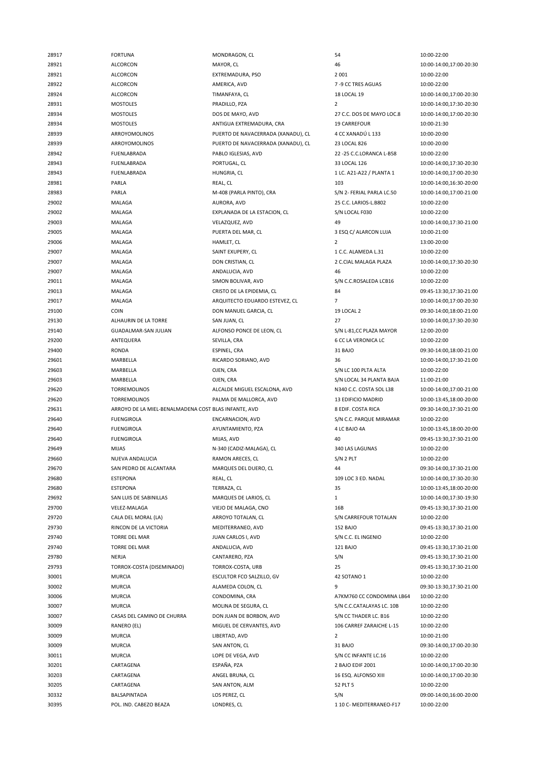| | | | | |
|---|---|---|---|---|
| 28917 | FORTUNA | MONDRAGON, CL | 54 | 10:00-22:00 |
| 28921 | ALCORCON | MAYOR, CL | 46 | 10:00-14:00,17:00-20:30 |
| 28921 | ALCORCON | EXTREMADURA, PSO | 2 001 | 10:00-22:00 |
| 28922 | ALCORCON | AMERICA, AVD | 7 -9 CC TRES AGUAS | 10:00-22:00 |
| 28924 | ALCORCON | TIMANFAYA, CL | 18 LOCAL 19 | 10:00-14:00,17:00-20:30 |
| 28931 | MOSTOLES | PRADILLO, PZA | 2 | 10:00-14:00,17:30-20:30 |
| 28934 | MOSTOLES | DOS DE MAYO, AVD | 27 C.C. DOS DE MAYO LOC.8 | 10:00-14:00,17:00-20:30 |
| 28934 | MOSTOLES | ANTIGUA EXTREMADURA, CRA | 19 CARREFOUR | 10:00-21:30 |
| 28939 | ARROYOMOLINOS | PUERTO DE NAVACERRADA (XANADU), CL | 4 CC XANADÚ L 133 | 10:00-20:00 |
| 28939 | ARROYOMOLINOS | PUERTO DE NAVACERRADA (XANADU), CL | 23 LOCAL 826 | 10:00-20:00 |
| 28942 | FUENLABRADA | PABLO IGLESIAS, AVD | 22 -25 C.C.LORANCA L-B58 | 10:00-22:00 |
| 28943 | FUENLABRADA | PORTUGAL, CL | 33 LOCAL 126 | 10:00-14:00,17:30-20:30 |
| 28943 | FUENLABRADA | HUNGRIA, CL | 1 LC. A21-A22 / PLANTA 1 | 10:00-14:00,17:00-20:30 |
| 28981 | PARLA | REAL, CL | 103 | 10:00-14:00,16:30-20:00 |
| 28983 | PARLA | M-408 (PARLA PINTO), CRA | S/N 2- FERIAL PARLA LC.50 | 10:00-14:00,17:00-21:00 |
| 29002 | MALAGA | AURORA, AVD | 25 C.C. LARIOS-L.B802 | 10:00-22:00 |
| 29002 | MALAGA | EXPLANADA DE LA ESTACION, CL | S/N LOCAL F030 | 10:00-22:00 |
| 29003 | MALAGA | VELAZQUEZ, AVD | 49 | 10:00-14:00,17:30-21:00 |
| 29005 | MALAGA | PUERTA DEL MAR, CL | 3 ESQ C/ ALARCON LUJA | 10:00-21:00 |
| 29006 | MALAGA | HAMLET, CL | 2 | 13:00-20:00 |
| 29007 | MALAGA | SAINT EXUPERY, CL | 1 C.C. ALAMEDA L.31 | 10:00-22:00 |
| 29007 | MALAGA | DON CRISTIAN, CL | 2 C.CIAL MALAGA PLAZA | 10:00-14:00,17:30-20:30 |
| 29007 | MALAGA | ANDALUCIA, AVD | 46 | 10:00-22:00 |
| 29011 | MALAGA | SIMON BOLIVAR, AVD | S/N C.C.ROSALEDA LCB16 | 10:00-22:00 |
| 29013 | MALAGA | CRISTO DE LA EPIDEMIA, CL | 84 | 09:45-13:30,17:30-21:00 |
| 29017 | MALAGA | ARQUITECTO EDUARDO ESTEVEZ, CL | 7 | 10:00-14:00,17:00-20:30 |
| 29100 | COIN | DON MANUEL GARCIA, CL | 19 LOCAL 2 | 09:30-14:00,18:00-21:00 |
| 29130 | ALHAURIN DE LA TORRE | SAN JUAN, CL | 27 | 10:00-14:00,17:30-20:30 |
| 29140 | GUADALMAR-SAN JULIAN | ALFONSO PONCE DE LEON, CL | S/N L-81,CC PLAZA MAYOR | 12:00-20:00 |
| 29200 | ANTEQUERA | SEVILLA, CRA | 6 CC LA VERONICA LC | 10:00-22:00 |
| 29400 | RONDA | ESPINEL, CRA | 31 BAJO | 09:30-14:00,18:00-21:00 |
| 29601 | MARBELLA | RICARDO SORIANO, AVD | 36 | 10:00-14:00,17:30-21:00 |
| 29603 | MARBELLA | OJEN, CRA | S/N LC 100 PLTA ALTA | 10:00-22:00 |
| 29603 | MARBELLA | OJEN, CRA | S/N LOCAL 34 PLANTA BAJA | 11:00-21:00 |
| 29620 | TORREMOLINOS | ALCALDE MIGUEL ESCALONA, AVD | N340 C.C. COSTA SOL L38 | 10:00-14:00,17:00-21:00 |
| 29620 | TORREMOLINOS | PALMA DE MALLORCA, AVD | 13 EDIFICIO MADRID | 10:00-13:45,18:00-20:00 |
| 29631 | ARROYO DE LA MIEL-BENALMADENA COST | BLAS INFANTE, AVD | 8 EDIF. COSTA RICA | 09:30-14:00,17:30-21:00 |
| 29640 | FUENGIROLA | ENCARNACION, AVD | S/N C.C. PARQUE MIRAMAR | 10:00-22:00 |
| 29640 | FUENGIROLA | AYUNTAMIENTO, PZA | 4 LC BAJO 4A | 10:00-13:45,18:00-20:00 |
| 29640 | FUENGIROLA | MIJAS, AVD | 40 | 09:45-13:30,17:30-21:00 |
| 29649 | MIJAS | N-340 (CADIZ-MALAGA), CL | 340 LAS LAGUNAS | 10:00-22:00 |
| 29660 | NUEVA ANDALUCIA | RAMON ARECES, CL | S/N 2 PLT | 10:00-22:00 |
| 29670 | SAN PEDRO DE ALCANTARA | MARQUES DEL DUERO, CL | 44 | 09:30-14:00,17:30-21:00 |
| 29680 | ESTEPONA | REAL, CL | 109 LOC 3 ED. NADAL | 10:00-14:00,17:30-20:30 |
| 29680 | ESTEPONA | TERRAZA, CL | 35 | 10:00-13:45,18:00-20:00 |
| 29692 | SAN LUIS DE SABINILLAS | MARQUES DE LARIOS, CL | 1 | 10:00-14:00,17:30-19:30 |
| 29700 | VELEZ-MALAGA | VIEJO DE MALAGA, CNO | 16B | 09:45-13:30,17:30-21:00 |
| 29720 | CALA DEL MORAL (LA) | ARROYO TOTALAN, CL | S/N CARREFOUR TOTALAN | 10:00-22:00 |
| 29730 | RINCON DE LA VICTORIA | MEDITERRANEO, AVD | 152 BAJO | 09:45-13:30,17:30-21:00 |
| 29740 | TORRE DEL MAR | JUAN CARLOS I, AVD | S/N C.C. EL INGENIO | 10:00-22:00 |
| 29740 | TORRE DEL MAR | ANDALUCIA, AVD | 121 BAJO | 09:45-13:30,17:30-21:00 |
| 29780 | NERJA | CANTARERO, PZA | S/N | 09:45-13:30,17:30-21:00 |
| 29793 | TORROX-COSTA (DISEMINADO) | TORROX-COSTA, URB | 25 | 09:45-13:30,17:30-21:00 |
| 30001 | MURCIA | ESCULTOR FCO SALZILLO, GV | 42 SOTANO 1 | 10:00-22:00 |
| 30002 | MURCIA | ALAMEDA COLON, CL | 9 | 09:30-13:30,17:30-21:00 |
| 30006 | MURCIA | CONDOMINA, CRA | A7KM760 CC CONDOMINA LB64 | 10:00-22:00 |
| 30007 | MURCIA | MOLINA DE SEGURA, CL | S/N C.C.CATALAYAS LC. 10B | 10:00-22:00 |
| 30007 | CASAS DEL CAMINO DE CHURRA | DON JUAN DE BORBON, AVD | S/N CC THADER LC. B16 | 10:00-22:00 |
| 30009 | RANERO (EL) | MIGUEL DE CERVANTES, AVD | 106 CARREF ZARAICHE L-15 | 10:00-22:00 |
| 30009 | MURCIA | LIBERTAD, AVD | 2 | 10:00-21:00 |
| 30009 | MURCIA | SAN ANTON, CL | 31 BAJO | 09:30-14:00,17:00-20:30 |
| 30011 | MURCIA | LOPE DE VEGA, AVD | S/N CC INFANTE LC.16 | 10:00-22:00 |
| 30201 | CARTAGENA | ESPAÑA, PZA | 2 BAJO EDIF 2001 | 10:00-14:00,17:00-20:30 |
| 30203 | CARTAGENA | ANGEL BRUNA, CL | 16 ESQ. ALFONSO XIII | 10:00-14:00,17:00-20:30 |
| 30205 | CARTAGENA | SAN ANTON, ALM | 52 PLT 5 | 10:00-22:00 |
| 30332 | BALSAPINTADA | LOS PEREZ, CL | S/N | 09:00-14:00,16:00-20:00 |
| 30395 | POL. IND. CABEZO BEAZA | LONDRES, CL | 1 10 C- MEDITERRANEO-F17 | 10:00-22:00 |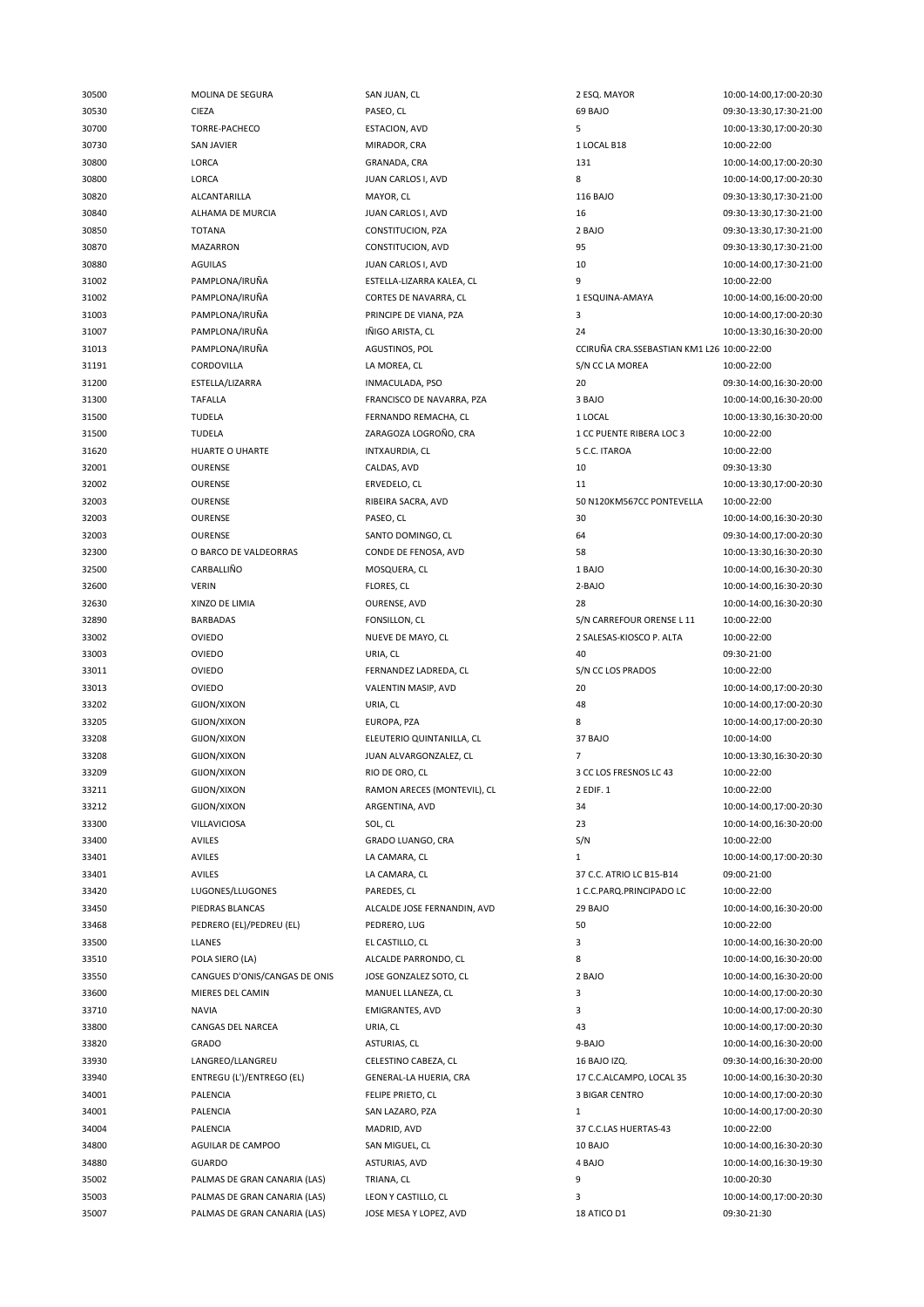| | | | | |
|---|---|---|---|---|
| 30500 | MOLINA DE SEGURA | SAN JUAN, CL | 2 ESQ. MAYOR | 10:00-14:00,17:00-20:30 |
| 30530 | CIEZA | PASEO, CL | 69 BAJO | 09:30-13:30,17:30-21:00 |
| 30700 | TORRE-PACHECO | ESTACION, AVD | 5 | 10:00-13:30,17:00-20:30 |
| 30730 | SAN JAVIER | MIRADOR, CRA | 1 LOCAL B18 | 10:00-22:00 |
| 30800 | LORCA | GRANADA, CRA | 131 | 10:00-14:00,17:00-20:30 |
| 30800 | LORCA | JUAN CARLOS I, AVD | 8 | 10:00-14:00,17:00-20:30 |
| 30820 | ALCANTARILLA | MAYOR, CL | 116 BAJO | 09:30-13:30,17:30-21:00 |
| 30840 | ALHAMA DE MURCIA | JUAN CARLOS I, AVD | 16 | 09:30-13:30,17:30-21:00 |
| 30850 | TOTANA | CONSTITUCION, PZA | 2 BAJO | 09:30-13:30,17:30-21:00 |
| 30870 | MAZARRON | CONSTITUCION, AVD | 95 | 09:30-13:30,17:30-21:00 |
| 30880 | AGUILAS | JUAN CARLOS I, AVD | 10 | 10:00-14:00,17:30-21:00 |
| 31002 | PAMPLONA/IRUÑA | ESTELLA-LIZARRA KALEA, CL | 9 | 10:00-22:00 |
| 31002 | PAMPLONA/IRUÑA | CORTES DE NAVARRA, CL | 1 ESQUINA-AMAYA | 10:00-14:00,16:00-20:00 |
| 31003 | PAMPLONA/IRUÑA | PRINCIPE DE VIANA, PZA | 3 | 10:00-14:00,17:00-20:30 |
| 31007 | PAMPLONA/IRUÑA | IÑIGO ARISTA, CL | 24 | 10:00-13:30,16:30-20:00 |
| 31013 | PAMPLONA/IRUÑA | AGUSTINOS, POL | CCIRUÑA CRA.SSEBASTIAN KM1 L26 | 10:00-22:00 |
| 31191 | CORDOVILLA | LA MOREA, CL | S/N CC LA MOREA | 10:00-22:00 |
| 31200 | ESTELLA/LIZARRA | INMACULADA, PSO | 20 | 09:30-14:00,16:30-20:00 |
| 31300 | TAFALLA | FRANCISCO DE NAVARRA, PZA | 3 BAJO | 10:00-14:00,16:30-20:00 |
| 31500 | TUDELA | FERNANDO REMACHA, CL | 1 LOCAL | 10:00-13:30,16:30-20:00 |
| 31500 | TUDELA | ZARAGOZA LOGROÑO, CRA | 1 CC PUENTE RIBERA LOC 3 | 10:00-22:00 |
| 31620 | HUARTE O UHARTE | INTXAURDIA, CL | 5 C.C. ITAROA | 10:00-22:00 |
| 32001 | OURENSE | CALDAS, AVD | 10 | 09:30-13:30 |
| 32002 | OURENSE | ERVEDELO, CL | 11 | 10:00-13:30,17:00-20:30 |
| 32003 | OURENSE | RIBEIRA SACRA, AVD | 50 N120KM567CC PONTEVELLA | 10:00-22:00 |
| 32003 | OURENSE | PASEO, CL | 30 | 10:00-14:00,16:30-20:30 |
| 32003 | OURENSE | SANTO DOMINGO, CL | 64 | 09:30-14:00,17:00-20:30 |
| 32300 | O BARCO DE VALDEORRAS | CONDE DE FENOSA, AVD | 58 | 10:00-13:30,16:30-20:30 |
| 32500 | CARBALLIÑO | MOSQUERA, CL | 1 BAJO | 10:00-14:00,16:30-20:30 |
| 32600 | VERIN | FLORES, CL | 2-BAJO | 10:00-14:00,16:30-20:30 |
| 32630 | XINZO DE LIMIA | OURENSE, AVD | 28 | 10:00-14:00,16:30-20:30 |
| 32890 | BARBADAS | FONSILLON, CL | S/N CARREFOUR ORENSE L 11 | 10:00-22:00 |
| 33002 | OVIEDO | NUEVE DE MAYO, CL | 2 SALESAS-KIOSCO P. ALTA | 10:00-22:00 |
| 33003 | OVIEDO | URIA, CL | 40 | 09:30-21:00 |
| 33011 | OVIEDO | FERNANDEZ LADREDA, CL | S/N CC LOS PRADOS | 10:00-22:00 |
| 33013 | OVIEDO | VALENTIN MASIP, AVD | 20 | 10:00-14:00,17:00-20:30 |
| 33202 | GIJON/XIXON | URIA, CL | 48 | 10:00-14:00,17:00-20:30 |
| 33205 | GIJON/XIXON | EUROPA, PZA | 8 | 10:00-14:00,17:00-20:30 |
| 33208 | GIJON/XIXON | ELEUTERIO QUINTANILLA, CL | 37 BAJO | 10:00-14:00 |
| 33208 | GIJON/XIXON | JUAN ALVARGONZALEZ, CL | 7 | 10:00-13:30,16:30-20:30 |
| 33209 | GIJON/XIXON | RIO DE ORO, CL | 3 CC LOS FRESNOS LC 43 | 10:00-22:00 |
| 33211 | GIJON/XIXON | RAMON ARECES (MONTEVIL), CL | 2 EDIF. 1 | 10:00-22:00 |
| 33212 | GIJON/XIXON | ARGENTINA, AVD | 34 | 10:00-14:00,17:00-20:30 |
| 33300 | VILLAVICIOSA | SOL, CL | 23 | 10:00-14:00,16:30-20:00 |
| 33400 | AVILES | GRADO LUANGO, CRA | S/N | 10:00-22:00 |
| 33401 | AVILES | LA CAMARA, CL | 1 | 10:00-14:00,17:00-20:30 |
| 33401 | AVILES | LA CAMARA, CL | 37 C.C. ATRIO LC B15-B14 | 09:00-21:00 |
| 33420 | LUGONES/LLUGONES | PAREDES, CL | 1 C.C.PARQ.PRINCIPADO LC | 10:00-22:00 |
| 33450 | PIEDRAS BLANCAS | ALCALDE JOSE FERNANDIN, AVD | 29 BAJO | 10:00-14:00,16:30-20:00 |
| 33468 | PEDRERO (EL)/PEDREU (EL) | PEDRERO, LUG | 50 | 10:00-22:00 |
| 33500 | LLANES | EL CASTILLO, CL | 3 | 10:00-14:00,16:30-20:00 |
| 33510 | POLA SIERO (LA) | ALCALDE PARRONDO, CL | 8 | 10:00-14:00,16:30-20:00 |
| 33550 | CANGUES D'ONIS/CANGAS DE ONIS | JOSE GONZALEZ SOTO, CL | 2 BAJO | 10:00-14:00,16:30-20:00 |
| 33600 | MIERES DEL CAMIN | MANUEL LLANEZA, CL | 3 | 10:00-14:00,17:00-20:30 |
| 33710 | NAVIA | EMIGRANTES, AVD | 3 | 10:00-14:00,17:00-20:30 |
| 33800 | CANGAS DEL NARCEA | URIA, CL | 43 | 10:00-14:00,17:00-20:30 |
| 33820 | GRADO | ASTURIAS, CL | 9-BAJO | 10:00-14:00,16:30-20:00 |
| 33930 | LANGREO/LLANGREU | CELESTINO CABEZA, CL | 16 BAJO IZQ. | 09:30-14:00,16:30-20:00 |
| 33940 | ENTREGU (L')/ENTREGO (EL) | GENERAL-LA HUERIA, CRA | 17 C.C.ALCAMPO, LOCAL 35 | 10:00-14:00,16:30-20:30 |
| 34001 | PALENCIA | FELIPE PRIETO, CL | 3 BIGAR CENTRO | 10:00-14:00,17:00-20:30 |
| 34001 | PALENCIA | SAN LAZARO, PZA | 1 | 10:00-14:00,17:00-20:30 |
| 34004 | PALENCIA | MADRID, AVD | 37 C.C.LAS HUERTAS-43 | 10:00-22:00 |
| 34800 | AGUILAR DE CAMPOO | SAN MIGUEL, CL | 10 BAJO | 10:00-14:00,16:30-20:30 |
| 34880 | GUARDO | ASTURIAS, AVD | 4 BAJO | 10:00-14:00,16:30-19:30 |
| 35002 | PALMAS DE GRAN CANARIA (LAS) | TRIANA, CL | 9 | 10:00-20:30 |
| 35003 | PALMAS DE GRAN CANARIA (LAS) | LEON Y CASTILLO, CL | 3 | 10:00-14:00,17:00-20:30 |
| 35007 | PALMAS DE GRAN CANARIA (LAS) | JOSE MESA Y LOPEZ, AVD | 18 ATICO D1 | 09:30-21:30 |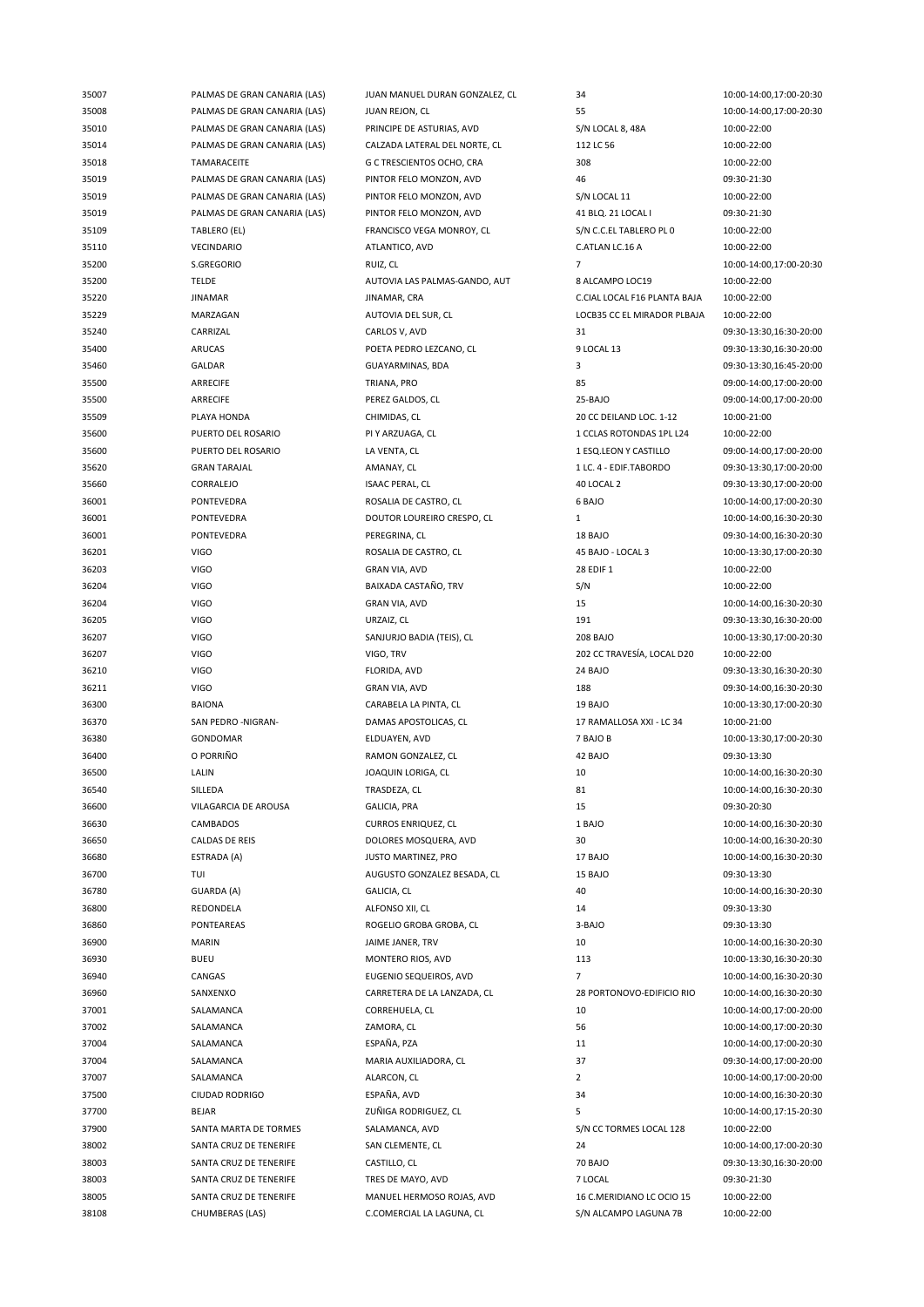| | | | | |
|---|---|---|---|---|
| 35007 | PALMAS DE GRAN CANARIA (LAS) | JUAN MANUEL DURAN GONZALEZ, CL | 34 | 10:00-14:00,17:00-20:30 |
| 35008 | PALMAS DE GRAN CANARIA (LAS) | JUAN REJON, CL | 55 | 10:00-14:00,17:00-20:30 |
| 35010 | PALMAS DE GRAN CANARIA (LAS) | PRINCIPE DE ASTURIAS, AVD | S/N LOCAL 8, 48A | 10:00-22:00 |
| 35014 | PALMAS DE GRAN CANARIA (LAS) | CALZADA LATERAL DEL NORTE, CL | 112 LC 56 | 10:00-22:00 |
| 35018 | TAMARACEITE | G C TRESCIENTOS OCHO, CRA | 308 | 10:00-22:00 |
| 35019 | PALMAS DE GRAN CANARIA (LAS) | PINTOR FELO MONZON, AVD | 46 | 09:30-21:30 |
| 35019 | PALMAS DE GRAN CANARIA (LAS) | PINTOR FELO MONZON, AVD | S/N LOCAL 11 | 10:00-22:00 |
| 35019 | PALMAS DE GRAN CANARIA (LAS) | PINTOR FELO MONZON, AVD | 41 BLQ. 21 LOCAL I | 09:30-21:30 |
| 35109 | TABLERO (EL) | FRANCISCO VEGA MONROY, CL | S/N C.C.EL TABLERO PL 0 | 10:00-22:00 |
| 35110 | VECINDARIO | ATLANTICO, AVD | C.ATLAN LC.16 A | 10:00-22:00 |
| 35200 | S.GREGORIO | RUIZ, CL | 7 | 10:00-14:00,17:00-20:30 |
| 35200 | TELDE | AUTOVIA LAS PALMAS-GANDO, AUT | 8 ALCAMPO LOC19 | 10:00-22:00 |
| 35220 | JINAMAR | JINAMAR, CRA | C.CIAL LOCAL F16 PLANTA BAJA | 10:00-22:00 |
| 35229 | MARZAGAN | AUTOVIA DEL SUR, CL | LOCB35 CC EL MIRADOR PLBAJA | 10:00-22:00 |
| 35240 | CARRIZAL | CARLOS V, AVD | 31 | 09:30-13:30,16:30-20:00 |
| 35400 | ARUCAS | POETA PEDRO LEZCANO, CL | 9 LOCAL 13 | 09:30-13:30,16:30-20:00 |
| 35460 | GALDAR | GUAYARMINAS, BDA | 3 | 09:30-13:30,16:45-20:00 |
| 35500 | ARRECIFE | TRIANA, PRO | 85 | 09:00-14:00,17:00-20:00 |
| 35500 | ARRECIFE | PEREZ GALDOS, CL | 25-BAJO | 09:00-14:00,17:00-20:00 |
| 35509 | PLAYA HONDA | CHIMIDAS, CL | 20 CC DEILAND LOC. 1-12 | 10:00-21:00 |
| 35600 | PUERTO DEL ROSARIO | PI Y ARZUAGA, CL | 1 CCLAS ROTONDAS 1PL L24 | 10:00-22:00 |
| 35600 | PUERTO DEL ROSARIO | LA VENTA, CL | 1 ESQ.LEON Y CASTILLO | 09:00-14:00,17:00-20:00 |
| 35620 | GRAN TARAJAL | AMANAY, CL | 1 LC. 4 - EDIF.TABORDO | 09:30-13:30,17:00-20:00 |
| 35660 | CORRALEJO | ISAAC PERAL, CL | 40 LOCAL 2 | 09:30-13:30,17:00-20:00 |
| 36001 | PONTEVEDRA | ROSALIA DE CASTRO, CL | 6 BAJO | 10:00-14:00,17:00-20:30 |
| 36001 | PONTEVEDRA | DOUTOR LOUREIRO CRESPO, CL | 1 | 10:00-14:00,16:30-20:30 |
| 36001 | PONTEVEDRA | PEREGRINA, CL | 18 BAJO | 09:30-14:00,16:30-20:30 |
| 36201 | VIGO | ROSALIA DE CASTRO, CL | 45 BAJO - LOCAL 3 | 10:00-13:30,17:00-20:30 |
| 36203 | VIGO | GRAN VIA, AVD | 28 EDIF 1 | 10:00-22:00 |
| 36204 | VIGO | BAIXADA CASTAÑO, TRV | S/N | 10:00-22:00 |
| 36204 | VIGO | GRAN VIA, AVD | 15 | 10:00-14:00,16:30-20:30 |
| 36205 | VIGO | URZAIZ, CL | 191 | 09:30-13:30,16:30-20:00 |
| 36207 | VIGO | SANJURJO BADIA (TEIS), CL | 208 BAJO | 10:00-13:30,17:00-20:30 |
| 36207 | VIGO | VIGO, TRV | 202 CC TRAVESÍA, LOCAL D20 | 10:00-22:00 |
| 36210 | VIGO | FLORIDA, AVD | 24 BAJO | 09:30-13:30,16:30-20:30 |
| 36211 | VIGO | GRAN VIA, AVD | 188 | 09:30-14:00,16:30-20:30 |
| 36300 | BAIONA | CARABELA LA PINTA, CL | 19 BAJO | 10:00-13:30,17:00-20:30 |
| 36370 | SAN PEDRO -NIGRAN- | DAMAS APOSTOLICAS, CL | 17 RAMALLOSA XXI - LC 34 | 10:00-21:00 |
| 36380 | GONDOMAR | ELDUAYEN, AVD | 7 BAJO B | 10:00-13:30,17:00-20:30 |
| 36400 | O PORRIÑO | RAMON GONZALEZ, CL | 42 BAJO | 09:30-13:30 |
| 36500 | LALIN | JOAQUIN LORIGA, CL | 10 | 10:00-14:00,16:30-20:30 |
| 36540 | SILLEDA | TRASDEZA, CL | 81 | 10:00-14:00,16:30-20:30 |
| 36600 | VILAGARCIA DE AROUSA | GALICIA, PRA | 15 | 09:30-20:30 |
| 36630 | CAMBADOS | CURROS ENRIQUEZ, CL | 1 BAJO | 10:00-14:00,16:30-20:30 |
| 36650 | CALDAS DE REIS | DOLORES MOSQUERA, AVD | 30 | 10:00-14:00,16:30-20:30 |
| 36680 | ESTRADA (A) | JUSTO MARTINEZ, PRO | 17 BAJO | 10:00-14:00,16:30-20:30 |
| 36700 | TUI | AUGUSTO GONZALEZ BESADA, CL | 15 BAJO | 09:30-13:30 |
| 36780 | GUARDA (A) | GALICIA, CL | 40 | 10:00-14:00,16:30-20:30 |
| 36800 | REDONDELA | ALFONSO XII, CL | 14 | 09:30-13:30 |
| 36860 | PONTEAREAS | ROGELIO GROBA GROBA, CL | 3-BAJO | 09:30-13:30 |
| 36900 | MARIN | JAIME JANER, TRV | 10 | 10:00-14:00,16:30-20:30 |
| 36930 | BUEU | MONTERO RIOS, AVD | 113 | 10:00-13:30,16:30-20:30 |
| 36940 | CANGAS | EUGENIO SEQUEIROS, AVD | 7 | 10:00-14:00,16:30-20:30 |
| 36960 | SANXENXO | CARRETERA DE LA LANZADA, CL | 28 PORTONOVO-EDIFICIO RIO | 10:00-14:00,16:30-20:30 |
| 37001 | SALAMANCA | CORREHUELA, CL | 10 | 10:00-14:00,17:00-20:00 |
| 37002 | SALAMANCA | ZAMORA, CL | 56 | 10:00-14:00,17:00-20:30 |
| 37004 | SALAMANCA | ESPAÑA, PZA | 11 | 10:00-14:00,17:00-20:30 |
| 37004 | SALAMANCA | MARIA AUXILIADORA, CL | 37 | 09:30-14:00,17:00-20:00 |
| 37007 | SALAMANCA | ALARCON, CL | 2 | 10:00-14:00,17:00-20:00 |
| 37500 | CIUDAD RODRIGO | ESPAÑA, AVD | 34 | 10:00-14:00,16:30-20:30 |
| 37700 | BEJAR | ZUÑIGA RODRIGUEZ, CL | 5 | 10:00-14:00,17:15-20:30 |
| 37900 | SANTA MARTA DE TORMES | SALAMANCA, AVD | S/N CC TORMES LOCAL 128 | 10:00-22:00 |
| 38002 | SANTA CRUZ DE TENERIFE | SAN CLEMENTE, CL | 24 | 10:00-14:00,17:00-20:30 |
| 38003 | SANTA CRUZ DE TENERIFE | CASTILLO, CL | 70 BAJO | 09:30-13:30,16:30-20:00 |
| 38003 | SANTA CRUZ DE TENERIFE | TRES DE MAYO, AVD | 7 LOCAL | 09:30-21:30 |
| 38005 | SANTA CRUZ DE TENERIFE | MANUEL HERMOSO ROJAS, AVD | 16 C.MERIDIANO LC OCIO 15 | 10:00-22:00 |
| 38108 | CHUMBERAS (LAS) | C.COMERCIAL LA LAGUNA, CL | S/N ALCAMPO LAGUNA 7B | 10:00-22:00 |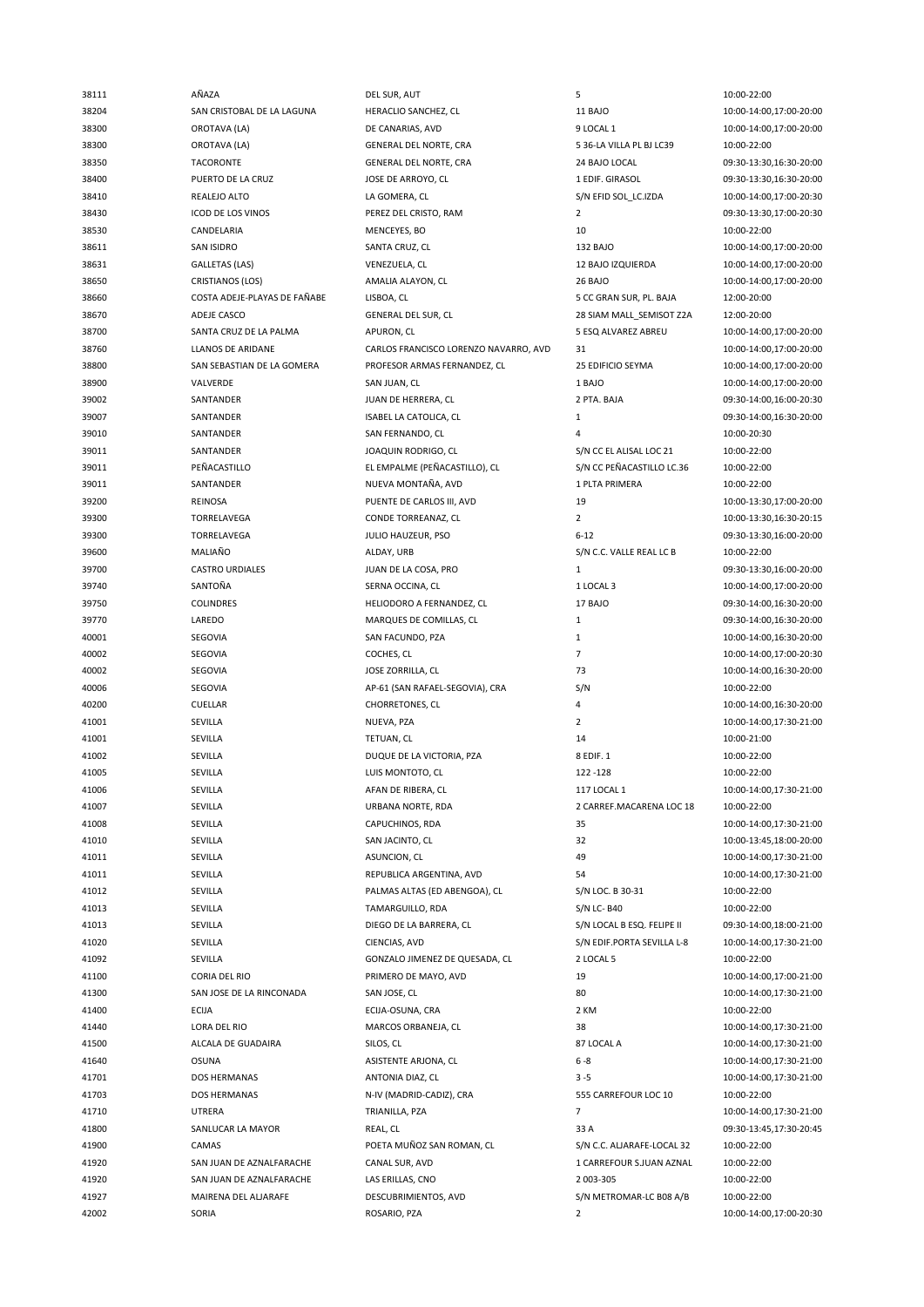| | | | | |
|---|---|---|---|---|
| 38111 | AÑAZA | DEL SUR, AUT | 5 | 10:00-22:00 |
| 38204 | SAN CRISTOBAL DE LA LAGUNA | HERACLIO SANCHEZ, CL | 11 BAJO | 10:00-14:00,17:00-20:00 |
| 38300 | OROTAVA (LA) | DE CANARIAS, AVD | 9 LOCAL 1 | 10:00-14:00,17:00-20:00 |
| 38300 | OROTAVA (LA) | GENERAL DEL NORTE, CRA | 5 36-LA VILLA PL BJ LC39 | 10:00-22:00 |
| 38350 | TACORONTE | GENERAL DEL NORTE, CRA | 24 BAJO LOCAL | 09:30-13:30,16:30-20:00 |
| 38400 | PUERTO DE LA CRUZ | JOSE DE ARROYO, CL | 1 EDIF. GIRASOL | 09:30-13:30,16:30-20:00 |
| 38410 | REALEJO ALTO | LA GOMERA, CL | S/N EFID SOL_LC.IZDA | 10:00-14:00,17:00-20:30 |
| 38430 | ICOD DE LOS VINOS | PEREZ DEL CRISTO, RAM | 2 | 09:30-13:30,17:00-20:30 |
| 38530 | CANDELARIA | MENCEYES, BO | 10 | 10:00-22:00 |
| 38611 | SAN ISIDRO | SANTA CRUZ, CL | 132 BAJO | 10:00-14:00,17:00-20:00 |
| 38631 | GALLETAS (LAS) | VENEZUELA, CL | 12 BAJO IZQUIERDA | 10:00-14:00,17:00-20:00 |
| 38650 | CRISTIANOS (LOS) | AMALIA ALAYON, CL | 26 BAJO | 10:00-14:00,17:00-20:00 |
| 38660 | COSTA ADEJE-PLAYAS DE FAÑABE | LISBOA, CL | 5 CC GRAN SUR, PL. BAJA | 12:00-20:00 |
| 38670 | ADEJE CASCO | GENERAL DEL SUR, CL | 28 SIAM MALL_SEMISOT Z2A | 12:00-20:00 |
| 38700 | SANTA CRUZ DE LA PALMA | APURON, CL | 5 ESQ ALVAREZ ABREU | 10:00-14:00,17:00-20:00 |
| 38760 | LLANOS DE ARIDANE | CARLOS FRANCISCO LORENZO NAVARRO, AVD | 31 | 10:00-14:00,17:00-20:00 |
| 38800 | SAN SEBASTIAN DE LA GOMERA | PROFESOR ARMAS FERNANDEZ, CL | 25 EDIFICIO SEYMA | 10:00-14:00,17:00-20:00 |
| 38900 | VALVERDE | SAN JUAN, CL | 1 BAJO | 10:00-14:00,17:00-20:00 |
| 39002 | SANTANDER | JUAN DE HERRERA, CL | 2 PTA. BAJA | 09:30-14:00,16:00-20:30 |
| 39007 | SANTANDER | ISABEL LA CATOLICA, CL | 1 | 09:30-14:00,16:30-20:00 |
| 39010 | SANTANDER | SAN FERNANDO, CL | 4 | 10:00-20:30 |
| 39011 | SANTANDER | JOAQUIN RODRIGO, CL | S/N CC EL ALISAL LOC 21 | 10:00-22:00 |
| 39011 | PEÑACASTILLO | EL EMPALME (PEÑACASTILLO), CL | S/N CC PEÑACASTILLO LC.36 | 10:00-22:00 |
| 39011 | SANTANDER | NUEVA MONTAÑA, AVD | 1 PLTA PRIMERA | 10:00-22:00 |
| 39200 | REINOSA | PUENTE DE CARLOS III, AVD | 19 | 10:00-13:30,17:00-20:00 |
| 39300 | TORRELAVEGA | CONDE TORREANAZ, CL | 2 | 10:00-13:30,16:30-20:15 |
| 39300 | TORRELAVEGA | JULIO HAUZEUR, PSO | 6-12 | 09:30-13:30,16:00-20:00 |
| 39600 | MALIAÑO | ALDAY, URB | S/N C.C. VALLE REAL LC B | 10:00-22:00 |
| 39700 | CASTRO URDIALES | JUAN DE LA COSA, PRO | 1 | 09:30-13:30,16:00-20:00 |
| 39740 | SANTOÑA | SERNA OCCINA, CL | 1 LOCAL 3 | 10:00-14:00,17:00-20:00 |
| 39750 | COLINDRES | HELIODORO A FERNANDEZ, CL | 17 BAJO | 09:30-14:00,16:30-20:00 |
| 39770 | LAREDO | MARQUES DE COMILLAS, CL | 1 | 09:30-14:00,16:30-20:00 |
| 40001 | SEGOVIA | SAN FACUNDO, PZA | 1 | 10:00-14:00,16:30-20:00 |
| 40002 | SEGOVIA | COCHES, CL | 7 | 10:00-14:00,17:00-20:30 |
| 40002 | SEGOVIA | JOSE ZORRILLA, CL | 73 | 10:00-14:00,16:30-20:00 |
| 40006 | SEGOVIA | AP-61 (SAN RAFAEL-SEGOVIA), CRA | S/N | 10:00-22:00 |
| 40200 | CUELLAR | CHORRETONES, CL | 4 | 10:00-14:00,16:30-20:00 |
| 41001 | SEVILLA | NUEVA, PZA | 2 | 10:00-14:00,17:30-21:00 |
| 41001 | SEVILLA | TETUAN, CL | 14 | 10:00-21:00 |
| 41002 | SEVILLA | DUQUE DE LA VICTORIA, PZA | 8 EDIF. 1 | 10:00-22:00 |
| 41005 | SEVILLA | LUIS MONTOTO, CL | 122 -128 | 10:00-22:00 |
| 41006 | SEVILLA | AFAN DE RIBERA, CL | 117 LOCAL 1 | 10:00-14:00,17:30-21:00 |
| 41007 | SEVILLA | URBANA NORTE, RDA | 2 CARREF.MACARENA LOC 18 | 10:00-22:00 |
| 41008 | SEVILLA | CAPUCHINOS, RDA | 35 | 10:00-14:00,17:30-21:00 |
| 41010 | SEVILLA | SAN JACINTO, CL | 32 | 10:00-13:45,18:00-20:00 |
| 41011 | SEVILLA | ASUNCION, CL | 49 | 10:00-14:00,17:30-21:00 |
| 41011 | SEVILLA | REPUBLICA ARGENTINA, AVD | 54 | 10:00-14:00,17:30-21:00 |
| 41012 | SEVILLA | PALMAS ALTAS (ED ABENGOA), CL | S/N LOC. B 30-31 | 10:00-22:00 |
| 41013 | SEVILLA | TAMARGUILLO, RDA | S/N LC- B40 | 10:00-22:00 |
| 41013 | SEVILLA | DIEGO DE LA BARRERA, CL | S/N LOCAL B ESQ. FELIPE II | 09:30-14:00,18:00-21:00 |
| 41020 | SEVILLA | CIENCIAS, AVD | S/N EDIF.PORTA SEVILLA L-8 | 10:00-14:00,17:30-21:00 |
| 41092 | SEVILLA | GONZALO JIMENEZ DE QUESADA, CL | 2 LOCAL 5 | 10:00-22:00 |
| 41100 | CORIA DEL RIO | PRIMERO DE MAYO, AVD | 19 | 10:00-14:00,17:00-21:00 |
| 41300 | SAN JOSE DE LA RINCONADA | SAN JOSE, CL | 80 | 10:00-14:00,17:30-21:00 |
| 41400 | ECIJA | ECIJA-OSUNA, CRA | 2 KM | 10:00-22:00 |
| 41440 | LORA DEL RIO | MARCOS ORBANEJA, CL | 38 | 10:00-14:00,17:30-21:00 |
| 41500 | ALCALA DE GUADAIRA | SILOS, CL | 87 LOCAL A | 10:00-14:00,17:30-21:00 |
| 41640 | OSUNA | ASISTENTE ARJONA, CL | 6 -8 | 10:00-14:00,17:30-21:00 |
| 41701 | DOS HERMANAS | ANTONIA DIAZ, CL | 3 -5 | 10:00-14:00,17:30-21:00 |
| 41703 | DOS HERMANAS | N-IV (MADRID-CADIZ), CRA | 555 CARREFOUR LOC 10 | 10:00-22:00 |
| 41710 | UTRERA | TRIANILLA, PZA | 7 | 10:00-14:00,17:30-21:00 |
| 41800 | SANLUCAR LA MAYOR | REAL, CL | 33 A | 09:30-13:45,17:30-20:45 |
| 41900 | CAMAS | POETA MUÑOZ SAN ROMAN, CL | S/N C.C. ALJARAFE-LOCAL 32 | 10:00-22:00 |
| 41920 | SAN JUAN DE AZNALFARACHE | CANAL SUR, AVD | 1 CARREFOUR S.JUAN AZNAL | 10:00-22:00 |
| 41920 | SAN JUAN DE AZNALFARACHE | LAS ERILLAS, CNO | 2 003-305 | 10:00-22:00 |
| 41927 | MAIRENA DEL ALJARAFE | DESCUBRIMIENTOS, AVD | S/N METROMAR-LC B08 A/B | 10:00-22:00 |
| 42002 | SORIA | ROSARIO, PZA | 2 | 10:00-14:00,17:00-20:30 |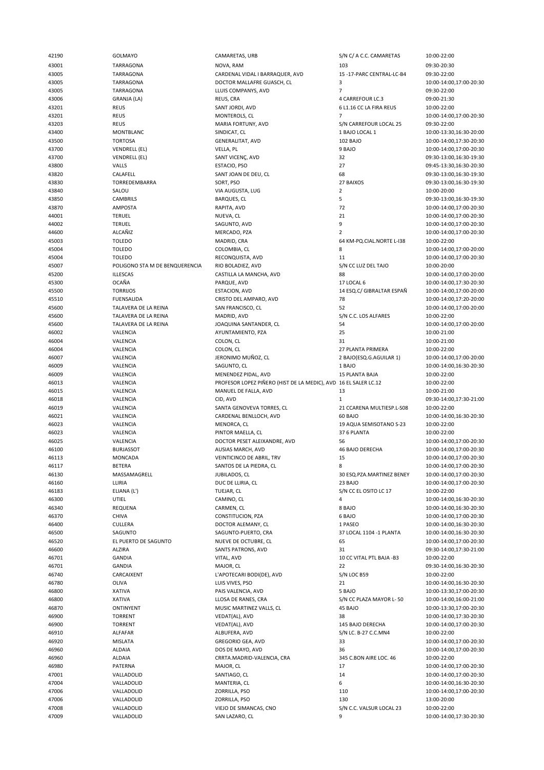| | | | | |
|---|---|---|---|---|
| 42190 | GOLMAYO | CAMARETAS, URB | S/N C/ A C.C. CAMARETAS | 10:00-22:00 |
| 43001 | TARRAGONA | NOVA, RAM | 103 | 09:30-20:30 |
| 43005 | TARRAGONA | CARDENAL VIDAL I BARRAQUER, AVD | 15 -17-PARC CENTRAL-LC-B4 | 09:30-22:00 |
| 43005 | TARRAGONA | DOCTOR MALLAFRE GUASCH, CL | 3 | 10:00-14:00,17:00-20:30 |
| 43005 | TARRAGONA | LLUIS COMPANYS, AVD | 7 | 09:30-22:00 |
| 43006 | GRANJA (LA) | REUS, CRA | 4 CARREFOUR LC.3 | 09:00-21:30 |
| 43201 | REUS | SANT JORDI, AVD | 6 L1.16 CC LA FIRA REUS | 10:00-22:00 |
| 43201 | REUS | MONTEROLS, CL | 7 | 10:00-14:00,17:00-20:30 |
| 43203 | REUS | MARIA FORTUNY, AVD | S/N CARREFOUR LOCAL 25 | 09:30-22:00 |
| 43400 | MONTBLANC | SINDICAT, CL | 1 BAJO LOCAL 1 | 10:00-13:30,16:30-20:00 |
| 43500 | TORTOSA | GENERALITAT, AVD | 102 BAJO | 10:00-14:00,17:30-20:30 |
| 43700 | VENDRELL (EL) | VELLA, PL | 9 BAJO | 10:00-14:00,17:00-20:30 |
| 43700 | VENDRELL (EL) | SANT VICENÇ, AVD | 32 | 09:30-13:00,16:30-19:30 |
| 43800 | VALLS | ESTACIO, PSO | 27 | 09:45-13:30,16:30-20:30 |
| 43820 | CALAFELL | SANT JOAN DE DEU, CL | 68 | 09:30-13:00,16:30-19:30 |
| 43830 | TORREDEMBARRA | SORT, PSO | 27 BAIXOS | 09:30-13:00,16:30-19:30 |
| 43840 | SALOU | VIA AUGUSTA, LUG | 2 | 10:00-20:00 |
| 43850 | CAMBRILS | BARQUES, CL | 5 | 09:30-13:00,16:30-19:30 |
| 43870 | AMPOSTA | RAPITA, AVD | 72 | 10:00-14:00,17:00-20:30 |
| 44001 | TERUEL | NUEVA, CL | 21 | 10:00-14:00,17:00-20:30 |
| 44002 | TERUEL | SAGUNTO, AVD | 9 | 10:00-14:00,17:00-20:30 |
| 44600 | ALCAÑIZ | MERCADO, PZA | 2 | 10:00-14:00,17:00-20:30 |
| 45003 | TOLEDO | MADRID, CRA | 64 KM-PQ.CIAL.NORTE L-I38 | 10:00-22:00 |
| 45004 | TOLEDO | COLOMBIA, CL | 8 | 10:00-14:00,17:00-20:00 |
| 45004 | TOLEDO | RECONQUISTA, AVD | 11 | 10:00-14:00,17:00-20:30 |
| 45007 | POLIGONO STA M DE BENQUERENCIA | RIO BOLADIEZ, AVD | S/N CC LUZ DEL TAJO | 10:00-20:00 |
| 45200 | ILLESCAS | CASTILLA LA MANCHA, AVD | 88 | 10:00-14:00,17:00-20:00 |
| 45300 | OCAÑA | PARQUE, AVD | 17 LOCAL 6 | 10:00-14:00,17:30-20:30 |
| 45500 | TORRIJOS | ESTACION, AVD | 14 ESQ.C/ GIBRALTAR ESPAÑ | 10:00-14:00,17:00-20:00 |
| 45510 | FUENSALIDA | CRISTO DEL AMPARO, AVD | 78 | 10:00-14:00,17:20-20:00 |
| 45600 | TALAVERA DE LA REINA | SAN FRANCISCO, CL | 52 | 10:00-14:00,17:00-20:00 |
| 45600 | TALAVERA DE LA REINA | MADRID, AVD | S/N C.C. LOS ALFARES | 10:00-22:00 |
| 45600 | TALAVERA DE LA REINA | JOAQUINA SANTANDER, CL | 54 | 10:00-14:00,17:00-20:00 |
| 46002 | VALENCIA | AYUNTAMIENTO, PZA | 25 | 10:00-21:00 |
| 46004 | VALENCIA | COLON, CL | 31 | 10:00-21:00 |
| 46004 | VALENCIA | COLON, CL | 27 PLANTA PRIMERA | 10:00-22:00 |
| 46007 | VALENCIA | JERONIMO MUÑOZ, CL | 2 BAJO(ESQ.G.AGUILAR 1) | 10:00-14:00,17:00-20:00 |
| 46009 | VALENCIA | SAGUNTO, CL | 1 BAJO | 10:00-14:00,16:30-20:30 |
| 46009 | VALENCIA | MENENDEZ PIDAL, AVD | 15 PLANTA BAJA | 10:00-22:00 |
| 46013 | VALENCIA | PROFESOR LOPEZ PIÑERO (HIST DE LA MEDIC), AVD | 16 EL SALER LC.12 | 10:00-22:00 |
| 46015 | VALENCIA | MANUEL DE FALLA, AVD | 13 | 10:00-21:00 |
| 46018 | VALENCIA | CID, AVD | 1 | 09:30-14:00,17:30-21:00 |
| 46019 | VALENCIA | SANTA GENOVEVA TORRES, CL | 21 CCARENA MULTIESP.L-S08 | 10:00-22:00 |
| 46021 | VALENCIA | CARDENAL BENLLOCH, AVD | 60 BAJO | 10:00-14:00,16:30-20:30 |
| 46023 | VALENCIA | MENORCA, CL | 19 AQUA SEMISOTANO S-23 | 10:00-22:00 |
| 46023 | VALENCIA | PINTOR MAELLA, CL | 37 6 PLANTA | 10:00-22:00 |
| 46025 | VALENCIA | DOCTOR PESET ALEIXANDRE, AVD | 56 | 10:00-14:00,17:00-20:30 |
| 46100 | BURJASSOT | AUSIAS MARCH, AVD | 46 BAJO DERECHA | 10:00-14:00,17:00-20:30 |
| 46113 | MONCADA | VEINTICINCO DE ABRIL, TRV | 15 | 10:00-14:00,17:00-20:30 |
| 46117 | BETERA | SANTOS DE LA PIEDRA, CL | 8 | 10:00-14:00,17:00-20:30 |
| 46130 | MASSAMAGRELL | JUBILADOS, CL | 30 ESQ.PZA.MARTINEZ BENEY | 10:00-14:00,17:00-20:30 |
| 46160 | LLIRIA | DUC DE LLIRIA, CL | 23 BAJO | 10:00-14:00,17:00-20:30 |
| 46183 | ELIANA (L') | TUEJAR, CL | S/N CC EL OSITO LC 17 | 10:00-22:00 |
| 46300 | UTIEL | CAMINO, CL | 4 | 10:00-14:00,16:30-20:30 |
| 46340 | REQUENA | CARMEN, CL | 8 BAJO | 10:00-14:00,16:30-20:30 |
| 46370 | CHIVA | CONSTITUCION, PZA | 6 BAJO | 10:00-14:00,17:00-20:30 |
| 46400 | CULLERA | DOCTOR ALEMANY, CL | 1 PASEO | 10:00-14:00,16:30-20:30 |
| 46500 | SAGUNTO | SAGUNTO-PUERTO, CRA | 37 LOCAL 1104 -1 PLANTA | 10:00-14:00,16:30-20:30 |
| 46520 | EL PUERTO DE SAGUNTO | NUEVE DE OCTUBRE, CL | 65 | 10:00-14:00,17:00-20:30 |
| 46600 | ALZIRA | SANTS PATRONS, AVD | 31 | 09:30-14:00,17:30-21:00 |
| 46701 | GANDIA | VITAL, AVD | 10 CC VITAL PTL BAJA -B3 | 10:00-22:00 |
| 46701 | GANDIA | MAJOR, CL | 22 | 09:30-14:00,16:30-20:30 |
| 46740 | CARCAIXENT | L'APOTECARI BODI(DE), AVD | S/N LOC B59 | 10:00-22:00 |
| 46780 | OLIVA | LUIS VIVES, PSO | 21 | 10:00-14:00,16:30-20:30 |
| 46800 | XATIVA | PAIS VALENCIA, AVD | 5 BAJO | 10:00-13:30,17:00-20:30 |
| 46800 | XATIVA | LLOSA DE RANES, CRA | S/N CC PLAZA MAYOR L- 50 | 10:00-14:00,16:00-21:00 |
| 46870 | ONTINYENT | MUSIC MARTINEZ VALLS, CL | 45 BAJO | 10:00-13:30,17:00-20:30 |
| 46900 | TORRENT | VEDAT(AL), AVD | 38 | 10:00-14:00,17:30-20:30 |
| 46900 | TORRENT | VEDAT(AL), AVD | 145 BAJO DERECHA | 10:00-14:00,17:00-20:30 |
| 46910 | ALFAFAR | ALBUFERA, AVD | S/N LC. B-27 C.C.MN4 | 10:00-22:00 |
| 46920 | MISLATA | GREGORIO GEA, AVD | 33 | 10:00-14:00,17:00-20:30 |
| 46960 | ALDAIA | DOS DE MAYO, AVD | 36 | 10:00-14:00,17:00-20:30 |
| 46960 | ALDAIA | CRRTA.MADRID-VALENCIA, CRA | 345 C.BON AIRE LOC. 46 | 10:00-22:00 |
| 46980 | PATERNA | MAJOR, CL | 17 | 10:00-14:00,17:00-20:30 |
| 47001 | VALLADOLID | SANTIAGO, CL | 14 | 10:00-14:00,17:00-20:30 |
| 47004 | VALLADOLID | MANTERIA, CL | 6 | 10:00-14:00,16:30-20:30 |
| 47006 | VALLADOLID | ZORRILLA, PSO | 110 | 10:00-14:00,17:00-20:30 |
| 47006 | VALLADOLID | ZORRILLA, PSO | 130 | 13:00-20:00 |
| 47008 | VALLADOLID | VIEJO DE SIMANCAS, CNO | S/N C.C. VALSUR LOCAL 23 | 10:00-22:00 |
| 47009 | VALLADOLID | SAN LAZARO, CL | 9 | 10:00-14:00,17:30-20:30 |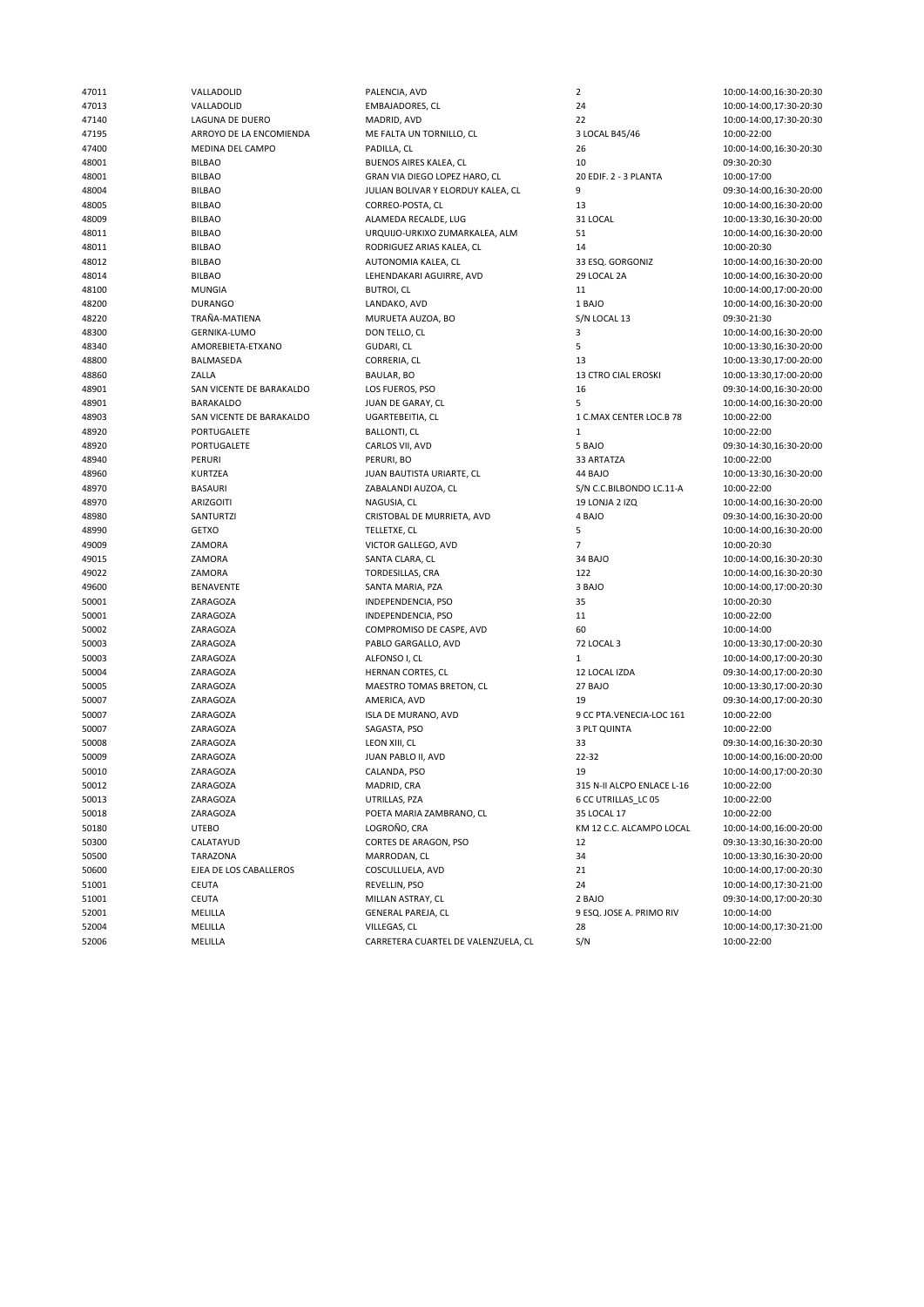| | | | | |
|---|---|---|---|---|
| 47011 | VALLADOLID | PALENCIA, AVD | 2 | 10:00-14:00,16:30-20:30 |
| 47013 | VALLADOLID | EMBAJADORES, CL | 24 | 10:00-14:00,17:30-20:30 |
| 47140 | LAGUNA DE DUERO | MADRID, AVD | 22 | 10:00-14:00,17:30-20:30 |
| 47195 | ARROYO DE LA ENCOMIENDA | ME FALTA UN TORNILLO, CL | 3 LOCAL B45/46 | 10:00-22:00 |
| 47400 | MEDINA DEL CAMPO | PADILLA, CL | 26 | 10:00-14:00,16:30-20:30 |
| 48001 | BILBAO | BUENOS AIRES KALEA, CL | 10 | 09:30-20:30 |
| 48001 | BILBAO | GRAN VIA DIEGO LOPEZ HARO, CL | 20 EDIF. 2 - 3 PLANTA | 10:00-17:00 |
| 48004 | BILBAO | JULIAN BOLIVAR Y ELORDUY KALEA, CL | 9 | 09:30-14:00,16:30-20:00 |
| 48005 | BILBAO | CORREO-POSTA, CL | 13 | 10:00-14:00,16:30-20:00 |
| 48009 | BILBAO | ALAMEDA RECALDE, LUG | 31 LOCAL | 10:00-13:30,16:30-20:00 |
| 48011 | BILBAO | URQUIJO-URKIXO ZUMARKALEA, ALM | 51 | 10:00-14:00,16:30-20:00 |
| 48011 | BILBAO | RODRIGUEZ ARIAS KALEA, CL | 14 | 10:00-20:30 |
| 48012 | BILBAO | AUTONOMIA KALEA, CL | 33 ESQ. GORGONIZ | 10:00-14:00,16:30-20:00 |
| 48014 | BILBAO | LEHENDAKARI AGUIRRE, AVD | 29 LOCAL 2A | 10:00-14:00,16:30-20:00 |
| 48100 | MUNGIA | BUTROI, CL | 11 | 10:00-14:00,17:00-20:00 |
| 48200 | DURANGO | LANDAKO, AVD | 1 BAJO | 10:00-14:00,16:30-20:00 |
| 48220 | TRAÑA-MATIENA | MURUETA AUZOA, BO | S/N LOCAL 13 | 09:30-21:30 |
| 48300 | GERNIKA-LUMO | DON TELLO, CL | 3 | 10:00-14:00,16:30-20:00 |
| 48340 | AMOREBIETA-ETXANO | GUDARI, CL | 5 | 10:00-13:30,16:30-20:00 |
| 48800 | BALMASEDA | CORRERIA, CL | 13 | 10:00-13:30,17:00-20:00 |
| 48860 | ZALLA | BAULAR, BO | 13 CTRO CIAL EROSKI | 10:00-13:30,17:00-20:00 |
| 48901 | SAN VICENTE DE BARAKALDO | LOS FUEROS, PSO | 16 | 09:30-14:00,16:30-20:00 |
| 48901 | BARAKALDO | JUAN DE GARAY, CL | 5 | 10:00-14:00,16:30-20:00 |
| 48903 | SAN VICENTE DE BARAKALDO | UGARTEBEITIA, CL | 1 C.MAX CENTER LOC.B 78 | 10:00-22:00 |
| 48920 | PORTUGALETE | BALLONTI, CL | 1 | 10:00-22:00 |
| 48920 | PORTUGALETE | CARLOS VII, AVD | 5 BAJO | 09:30-14:30,16:30-20:00 |
| 48940 | PERURI | PERURI, BO | 33 ARTATZA | 10:00-22:00 |
| 48960 | KURTZEA | JUAN BAUTISTA URIARTE, CL | 44 BAJO | 10:00-13:30,16:30-20:00 |
| 48970 | BASAURI | ZABALANDI AUZOA, CL | S/N C.C.BILBONDO LC.11-A | 10:00-22:00 |
| 48970 | ARIZGOITI | NAGUSIA, CL | 19 LONJA 2 IZQ | 10:00-14:00,16:30-20:00 |
| 48980 | SANTURTZI | CRISTOBAL DE MURRIETA, AVD | 4 BAJO | 09:30-14:00,16:30-20:00 |
| 48990 | GETXO | TELLETXE, CL | 5 | 10:00-14:00,16:30-20:00 |
| 49009 | ZAMORA | VICTOR GALLEGO, AVD | 7 | 10:00-20:30 |
| 49015 | ZAMORA | SANTA CLARA, CL | 34 BAJO | 10:00-14:00,16:30-20:30 |
| 49022 | ZAMORA | TORDESILLAS, CRA | 122 | 10:00-14:00,16:30-20:30 |
| 49600 | BENAVENTE | SANTA MARIA, PZA | 3 BAJO | 10:00-14:00,17:00-20:30 |
| 50001 | ZARAGOZA | INDEPENDENCIA, PSO | 35 | 10:00-20:30 |
| 50001 | ZARAGOZA | INDEPENDENCIA, PSO | 11 | 10:00-22:00 |
| 50002 | ZARAGOZA | COMPROMISO DE CASPE, AVD | 60 | 10:00-14:00 |
| 50003 | ZARAGOZA | PABLO GARGALLO, AVD | 72 LOCAL 3 | 10:00-13:30,17:00-20:30 |
| 50003 | ZARAGOZA | ALFONSO I, CL | 1 | 10:00-14:00,17:00-20:30 |
| 50004 | ZARAGOZA | HERNAN CORTES, CL | 12 LOCAL IZDA | 09:30-14:00,17:00-20:30 |
| 50005 | ZARAGOZA | MAESTRO TOMAS BRETON, CL | 27 BAJO | 10:00-13:30,17:00-20:30 |
| 50007 | ZARAGOZA | AMERICA, AVD | 19 | 09:30-14:00,17:00-20:30 |
| 50007 | ZARAGOZA | ISLA DE MURANO, AVD | 9 CC PTA.VENECIA-LOC 161 | 10:00-22:00 |
| 50007 | ZARAGOZA | SAGASTA, PSO | 3 PLT QUINTA | 10:00-22:00 |
| 50008 | ZARAGOZA | LEON XIII, CL | 33 | 09:30-14:00,16:30-20:30 |
| 50009 | ZARAGOZA | JUAN PABLO II, AVD | 22-32 | 10:00-14:00,16:00-20:00 |
| 50010 | ZARAGOZA | CALANDA, PSO | 19 | 10:00-14:00,17:00-20:30 |
| 50012 | ZARAGOZA | MADRID, CRA | 315 N-II ALCPO ENLACE L-16 | 10:00-22:00 |
| 50013 | ZARAGOZA | UTRILLAS, PZA | 6 CC UTRILLAS_LC 05 | 10:00-22:00 |
| 50018 | ZARAGOZA | POETA MARIA ZAMBRANO, CL | 35 LOCAL 17 | 10:00-22:00 |
| 50180 | UTEBO | LOGROÑO, CRA | KM 12 C.C. ALCAMPO LOCAL | 10:00-14:00,16:00-20:00 |
| 50300 | CALATAYUD | CORTES DE ARAGON, PSO | 12 | 09:30-13:30,16:30-20:00 |
| 50500 | TARAZONA | MARRODAN, CL | 34 | 10:00-13:30,16:30-20:00 |
| 50600 | EJEA DE LOS CABALLEROS | COSCULLUELA, AVD | 21 | 10:00-14:00,17:00-20:30 |
| 51001 | CEUTA | REVELLIN, PSO | 24 | 10:00-14:00,17:30-21:00 |
| 51001 | CEUTA | MILLAN ASTRAY, CL | 2 BAJO | 09:30-14:00,17:00-20:30 |
| 52001 | MELILLA | GENERAL PAREJA, CL | 9 ESQ. JOSE A. PRIMO RIV | 10:00-14:00 |
| 52004 | MELILLA | VILLEGAS, CL | 28 | 10:00-14:00,17:30-21:00 |
| 52006 | MELILLA | CARRETERA CUARTEL DE VALENZUELA, CL | S/N | 10:00-22:00 |